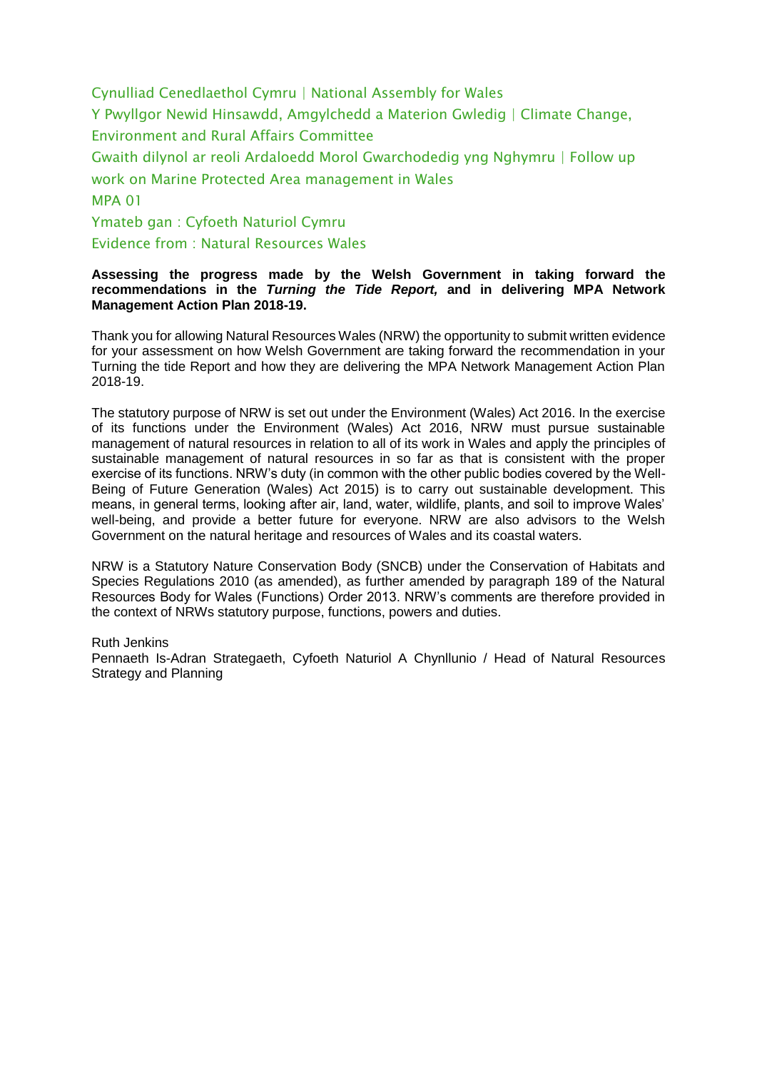Cynulliad Cenedlaethol Cymru | National Assembly for Wales

Y Pwyllgor Newid Hinsawdd, Amgylchedd a Materion Gwledig | Climate Change, Environment and Rural Affairs Committee

Gwaith dilynol ar reoli Ardaloedd Morol Gwarchodedig yng Nghymru | Follow up work on Marine Protected Area management in Wales

MPA 01

Ymateb gan : Cyfoeth Naturiol Cymru

Evidence from : Natural Resources Wales

**Assessing the progress made by the Welsh Government in taking forward the recommendations in the *Turning the Tide Report,* and in delivering MPA Network Management Action Plan 2018-19.**

Thank you for allowing Natural Resources Wales (NRW) the opportunity to submit written evidence for your assessment on how Welsh Government are taking forward the recommendation in your Turning the tide Report and how they are delivering the MPA Network Management Action Plan 2018-19.

The statutory purpose of NRW is set out under the Environment (Wales) Act 2016. In the exercise of its functions under the Environment (Wales) Act 2016, NRW must pursue sustainable management of natural resources in relation to all of its work in Wales and apply the principles of sustainable management of natural resources in so far as that is consistent with the proper exercise of its functions. NRW's duty (in common with the other public bodies covered by the Well-Being of Future Generation (Wales) Act 2015) is to carry out sustainable development. This means, in general terms, looking after air, land, water, wildlife, plants, and soil to improve Wales' well-being, and provide a better future for everyone. NRW are also advisors to the Welsh Government on the natural heritage and resources of Wales and its coastal waters.

NRW is a Statutory Nature Conservation Body (SNCB) under the Conservation of Habitats and Species Regulations 2010 (as amended), as further amended by paragraph 189 of the Natural Resources Body for Wales (Functions) Order 2013. NRW's comments are therefore provided in the context of NRWs statutory purpose, functions, powers and duties.

Ruth Jenkins

Pennaeth Is-Adran Strategaeth, Cyfoeth Naturiol A Chynllunio / Head of Natural Resources Strategy and Planning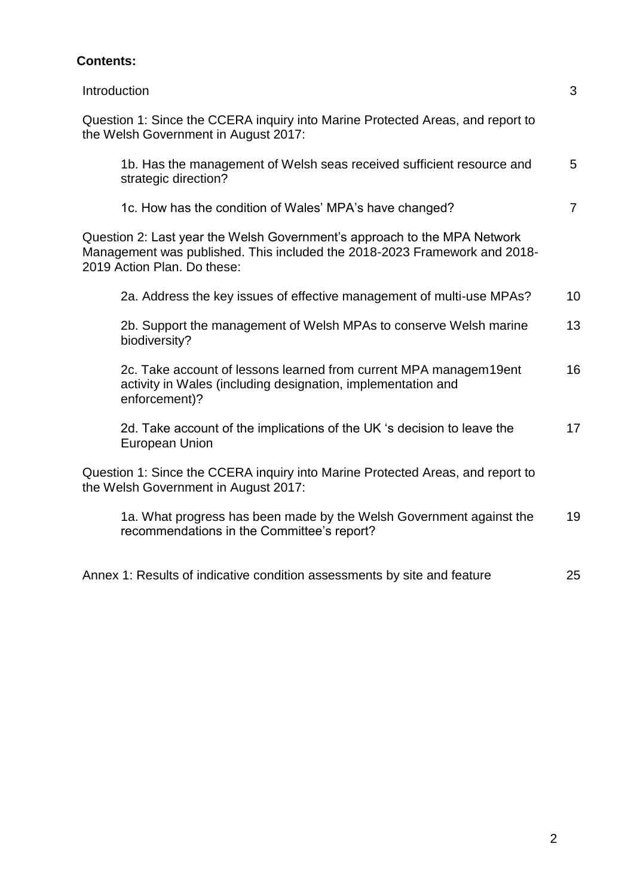**Contents:**

| | |
|---|---|
| Introduction | 3 |
| Question 1: Since the CCERA inquiry into Marine Protected Areas, and report to the Welsh Government in August 2017: | |
| 1b. Has the management of Welsh seas received sufficient resource and strategic direction? | 5 |
| 1c. How has the condition of Wales' MPA's have changed? | 7 |
| Question 2: Last year the Welsh Government's approach to the MPA Network Management was published. This included the 2018-2023 Framework and 2018-2019 Action Plan. Do these: | |
| 2a. Address the key issues of effective management of multi-use MPAs? | 10 |
| 2b. Support the management of Welsh MPAs to conserve Welsh marine biodiversity? | 13 |
| 2c. Take account of lessons learned from current MPA managem19ent activity in Wales (including designation, implementation and enforcement)? | 16 |
| 2d. Take account of the implications of the UK 's decision to leave the European Union | 17 |
| Question 1: Since the CCERA inquiry into Marine Protected Areas, and report to the Welsh Government in August 2017: | |
| 1a. What progress has been made by the Welsh Government against the recommendations in the Committee's report? | 19 |
| Annex 1: Results of indicative condition assessments by site and feature | 25 |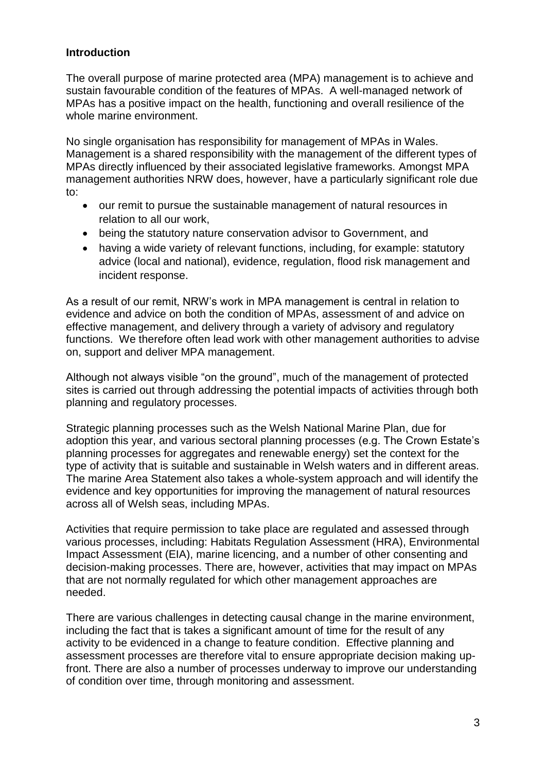**Introduction**

The overall purpose of marine protected area (MPA) management is to achieve and sustain favourable condition of the features of MPAs. A well-managed network of MPAs has a positive impact on the health, functioning and overall resilience of the whole marine environment.

No single organisation has responsibility for management of MPAs in Wales. Management is a shared responsibility with the management of the different types of MPAs directly influenced by their associated legislative frameworks. Amongst MPA management authorities NRW does, however, have a particularly significant role due to:

- our remit to pursue the sustainable management of natural resources in relation to all our work,
- being the statutory nature conservation advisor to Government, and
- having a wide variety of relevant functions, including, for example: statutory advice (local and national), evidence, regulation, flood risk management and incident response.

As a result of our remit, NRW's work in MPA management is central in relation to evidence and advice on both the condition of MPAs, assessment of and advice on effective management, and delivery through a variety of advisory and regulatory functions. We therefore often lead work with other management authorities to advise on, support and deliver MPA management.

Although not always visible "on the ground", much of the management of protected sites is carried out through addressing the potential impacts of activities through both planning and regulatory processes.

Strategic planning processes such as the Welsh National Marine Plan, due for adoption this year, and various sectoral planning processes (e.g. The Crown Estate's planning processes for aggregates and renewable energy) set the context for the type of activity that is suitable and sustainable in Welsh waters and in different areas. The marine Area Statement also takes a whole-system approach and will identify the evidence and key opportunities for improving the management of natural resources across all of Welsh seas, including MPAs.

Activities that require permission to take place are regulated and assessed through various processes, including: Habitats Regulation Assessment (HRA), Environmental Impact Assessment (EIA), marine licencing, and a number of other consenting and decision-making processes. There are, however, activities that may impact on MPAs that are not normally regulated for which other management approaches are needed.

There are various challenges in detecting causal change in the marine environment, including the fact that is takes a significant amount of time for the result of any activity to be evidenced in a change to feature condition. Effective planning and assessment processes are therefore vital to ensure appropriate decision making up-front. There are also a number of processes underway to improve our understanding of condition over time, through monitoring and assessment.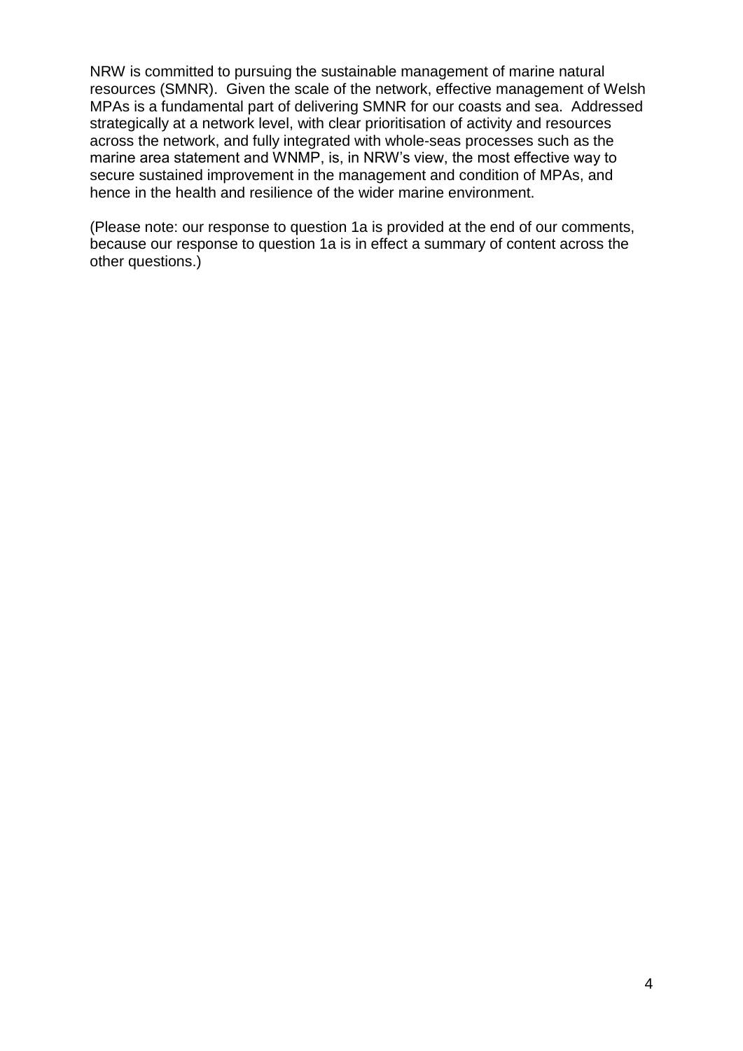NRW is committed to pursuing the sustainable management of marine natural resources (SMNR). Given the scale of the network, effective management of Welsh MPAs is a fundamental part of delivering SMNR for our coasts and sea. Addressed strategically at a network level, with clear prioritisation of activity and resources across the network, and fully integrated with whole-seas processes such as the marine area statement and WNMP, is, in NRW's view, the most effective way to secure sustained improvement in the management and condition of MPAs, and hence in the health and resilience of the wider marine environment.

(Please note: our response to question 1a is provided at the end of our comments, because our response to question 1a is in effect a summary of content across the other questions.)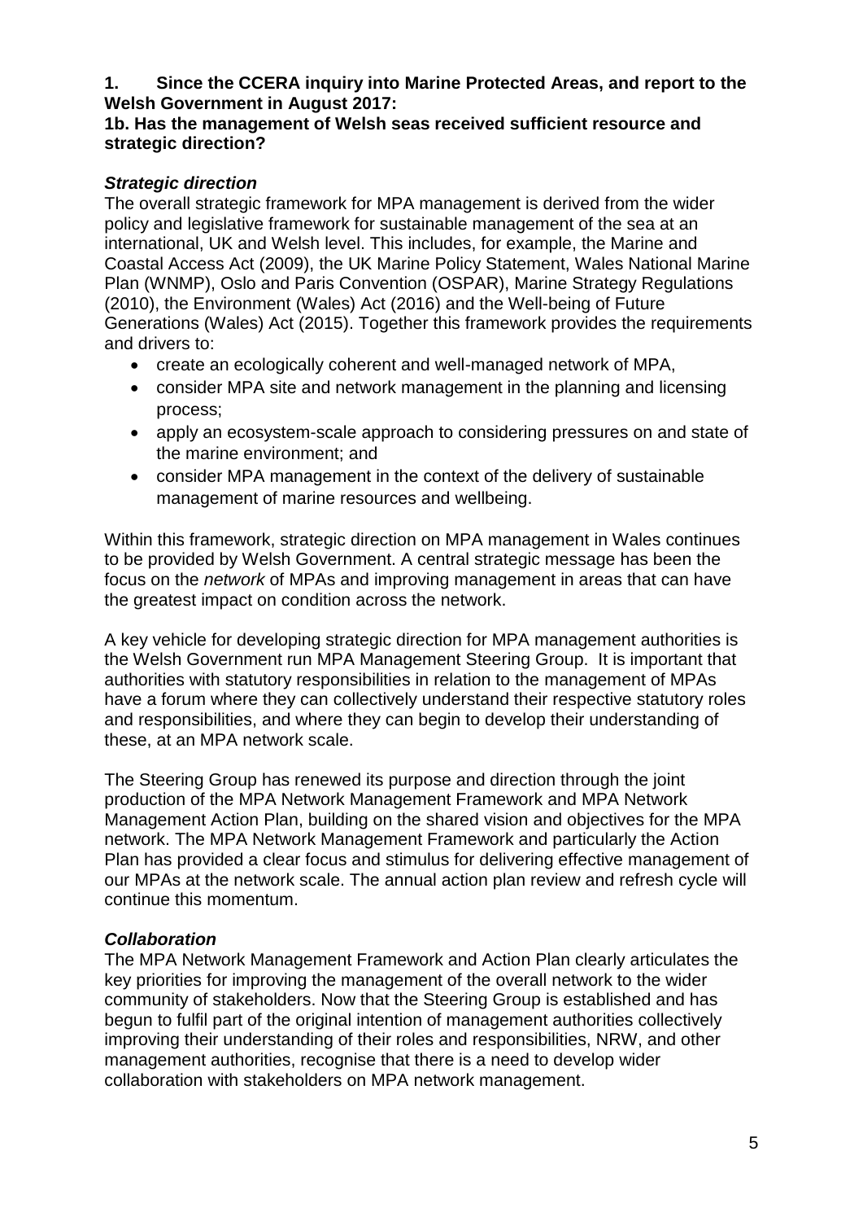**1. Since the CCERA inquiry into Marine Protected Areas, and report to the Welsh Government in August 2017:**

**1b. Has the management of Welsh seas received sufficient resource and strategic direction?**

***Strategic direction***

The overall strategic framework for MPA management is derived from the wider policy and legislative framework for sustainable management of the sea at an international, UK and Welsh level. This includes, for example, the Marine and Coastal Access Act (2009), the UK Marine Policy Statement, Wales National Marine Plan (WNMP), Oslo and Paris Convention (OSPAR), Marine Strategy Regulations (2010), the Environment (Wales) Act (2016) and the Well-being of Future Generations (Wales) Act (2015). Together this framework provides the requirements and drivers to:

- create an ecologically coherent and well-managed network of MPA,
- consider MPA site and network management in the planning and licensing process;
- apply an ecosystem-scale approach to considering pressures on and state of the marine environment; and
- consider MPA management in the context of the delivery of sustainable management of marine resources and wellbeing.

Within this framework, strategic direction on MPA management in Wales continues to be provided by Welsh Government. A central strategic message has been the focus on the *network* of MPAs and improving management in areas that can have the greatest impact on condition across the network.

A key vehicle for developing strategic direction for MPA management authorities is the Welsh Government run MPA Management Steering Group. It is important that authorities with statutory responsibilities in relation to the management of MPAs have a forum where they can collectively understand their respective statutory roles and responsibilities, and where they can begin to develop their understanding of these, at an MPA network scale.

The Steering Group has renewed its purpose and direction through the joint production of the MPA Network Management Framework and MPA Network Management Action Plan, building on the shared vision and objectives for the MPA network. The MPA Network Management Framework and particularly the Action Plan has provided a clear focus and stimulus for delivering effective management of our MPAs at the network scale. The annual action plan review and refresh cycle will continue this momentum.

***Collaboration***

The MPA Network Management Framework and Action Plan clearly articulates the key priorities for improving the management of the overall network to the wider community of stakeholders. Now that the Steering Group is established and has begun to fulfil part of the original intention of management authorities collectively improving their understanding of their roles and responsibilities, NRW, and other management authorities, recognise that there is a need to develop wider collaboration with stakeholders on MPA network management.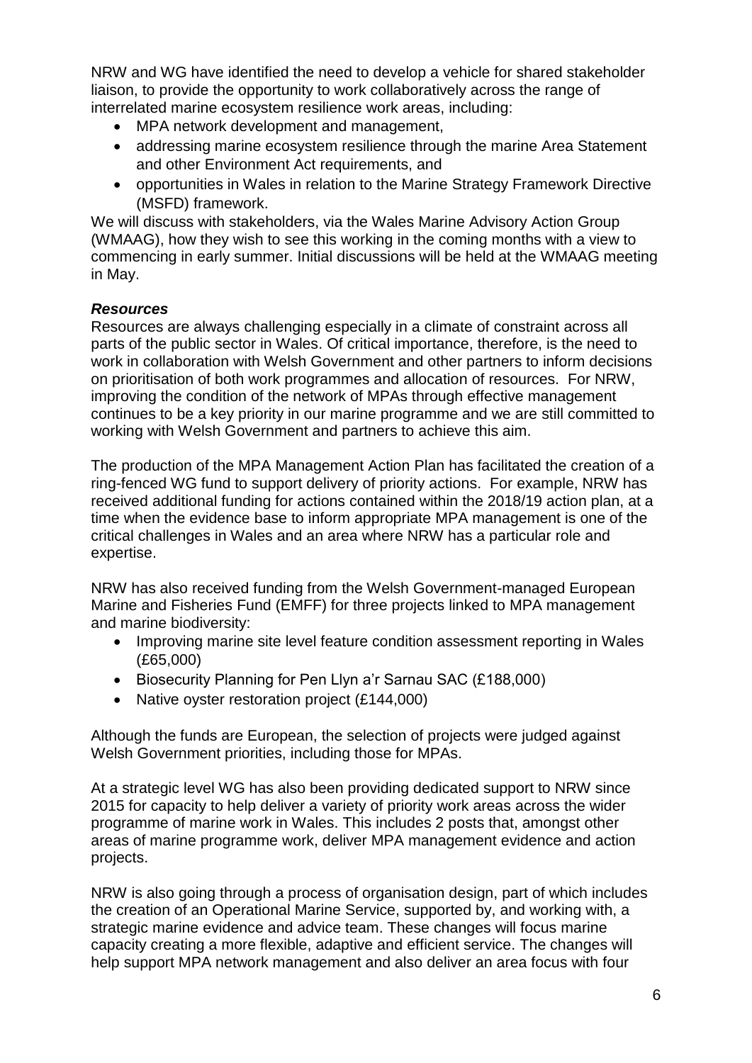NRW and WG have identified the need to develop a vehicle for shared stakeholder liaison, to provide the opportunity to work collaboratively across the range of interrelated marine ecosystem resilience work areas, including:

- MPA network development and management,
- addressing marine ecosystem resilience through the marine Area Statement and other Environment Act requirements, and
- opportunities in Wales in relation to the Marine Strategy Framework Directive (MSFD) framework.

We will discuss with stakeholders, via the Wales Marine Advisory Action Group (WMAAG), how they wish to see this working in the coming months with a view to commencing in early summer. Initial discussions will be held at the WMAAG meeting in May.

***Resources***

Resources are always challenging especially in a climate of constraint across all parts of the public sector in Wales. Of critical importance, therefore, is the need to work in collaboration with Welsh Government and other partners to inform decisions on prioritisation of both work programmes and allocation of resources. For NRW, improving the condition of the network of MPAs through effective management continues to be a key priority in our marine programme and we are still committed to working with Welsh Government and partners to achieve this aim.

The production of the MPA Management Action Plan has facilitated the creation of a ring-fenced WG fund to support delivery of priority actions. For example, NRW has received additional funding for actions contained within the 2018/19 action plan, at a time when the evidence base to inform appropriate MPA management is one of the critical challenges in Wales and an area where NRW has a particular role and expertise.

NRW has also received funding from the Welsh Government-managed European Marine and Fisheries Fund (EMFF) for three projects linked to MPA management and marine biodiversity:

- Improving marine site level feature condition assessment reporting in Wales (£65,000)
- Biosecurity Planning for Pen Llyn a'r Sarnau SAC (£188,000)
- Native oyster restoration project (£144,000)

Although the funds are European, the selection of projects were judged against Welsh Government priorities, including those for MPAs.

At a strategic level WG has also been providing dedicated support to NRW since 2015 for capacity to help deliver a variety of priority work areas across the wider programme of marine work in Wales. This includes 2 posts that, amongst other areas of marine programme work, deliver MPA management evidence and action projects.

NRW is also going through a process of organisation design, part of which includes the creation of an Operational Marine Service, supported by, and working with, a strategic marine evidence and advice team. These changes will focus marine capacity creating a more flexible, adaptive and efficient service. The changes will help support MPA network management and also deliver an area focus with four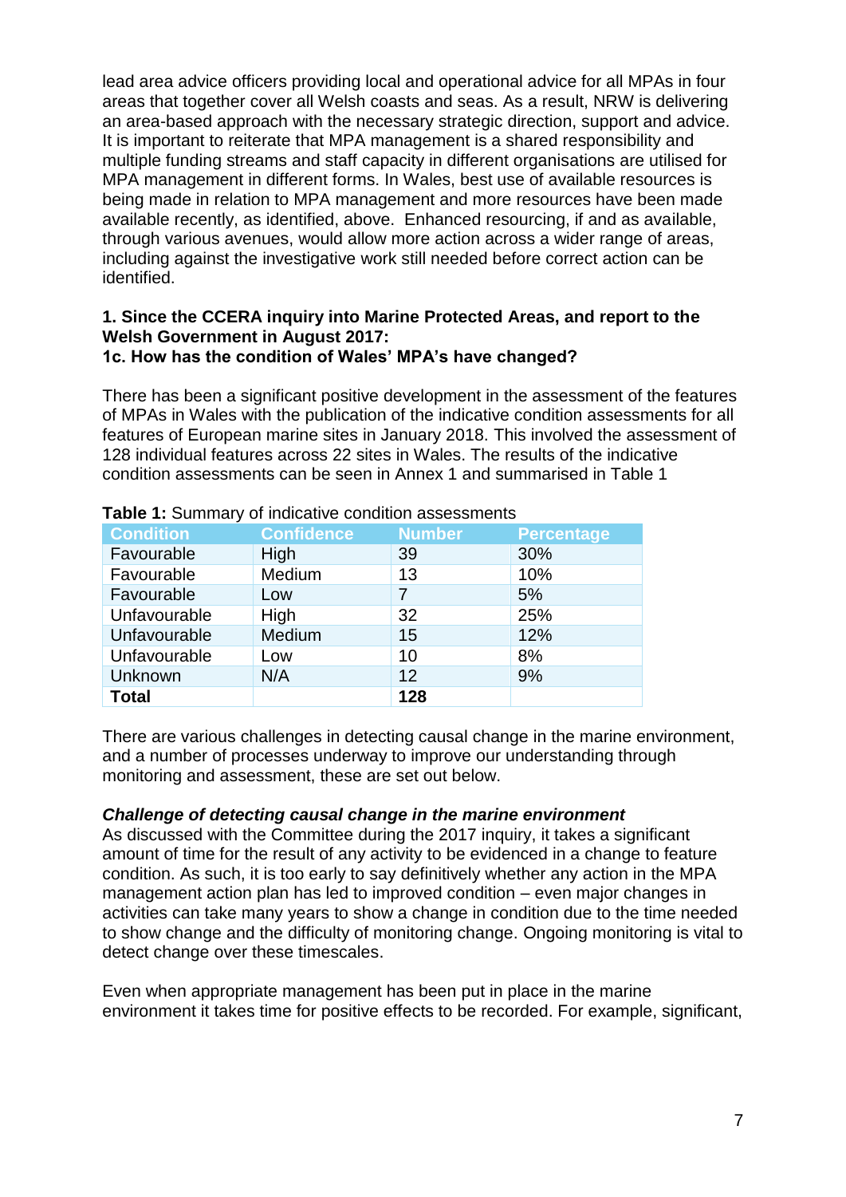lead area advice officers providing local and operational advice for all MPAs in four areas that together cover all Welsh coasts and seas. As a result, NRW is delivering an area-based approach with the necessary strategic direction, support and advice. It is important to reiterate that MPA management is a shared responsibility and multiple funding streams and staff capacity in different organisations are utilised for MPA management in different forms. In Wales, best use of available resources is being made in relation to MPA management and more resources have been made available recently, as identified, above. Enhanced resourcing, if and as available, through various avenues, would allow more action across a wider range of areas, including against the investigative work still needed before correct action can be identified.

**1. Since the CCERA inquiry into Marine Protected Areas, and report to the Welsh Government in August 2017:**
**1c. How has the condition of Wales' MPA's have changed?**

There has been a significant positive development in the assessment of the features of MPAs in Wales with the publication of the indicative condition assessments for all features of European marine sites in January 2018. This involved the assessment of 128 individual features across 22 sites in Wales. The results of the indicative condition assessments can be seen in Annex 1 and summarised in Table 1

**Table 1:** Summary of indicative condition assessments

| Condition | Confidence | Number | Percentage |
|---|---|---|---|
| Favourable | High | 39 | 30% |
| Favourable | Medium | 13 | 10% |
| Favourable | Low | 7 | 5% |
| Unfavourable | High | 32 | 25% |
| Unfavourable | Medium | 15 | 12% |
| Unfavourable | Low | 10 | 8% |
| Unknown | N/A | 12 | 9% |
| **Total** | | **128** | |

There are various challenges in detecting causal change in the marine environment, and a number of processes underway to improve our understanding through monitoring and assessment, these are set out below.

***Challenge of detecting causal change in the marine environment***
As discussed with the Committee during the 2017 inquiry, it takes a significant amount of time for the result of any activity to be evidenced in a change to feature condition. As such, it is too early to say definitively whether any action in the MPA management action plan has led to improved condition – even major changes in activities can take many years to show a change in condition due to the time needed to show change and the difficulty of monitoring change. Ongoing monitoring is vital to detect change over these timescales.

Even when appropriate management has been put in place in the marine environment it takes time for positive effects to be recorded. For example, significant,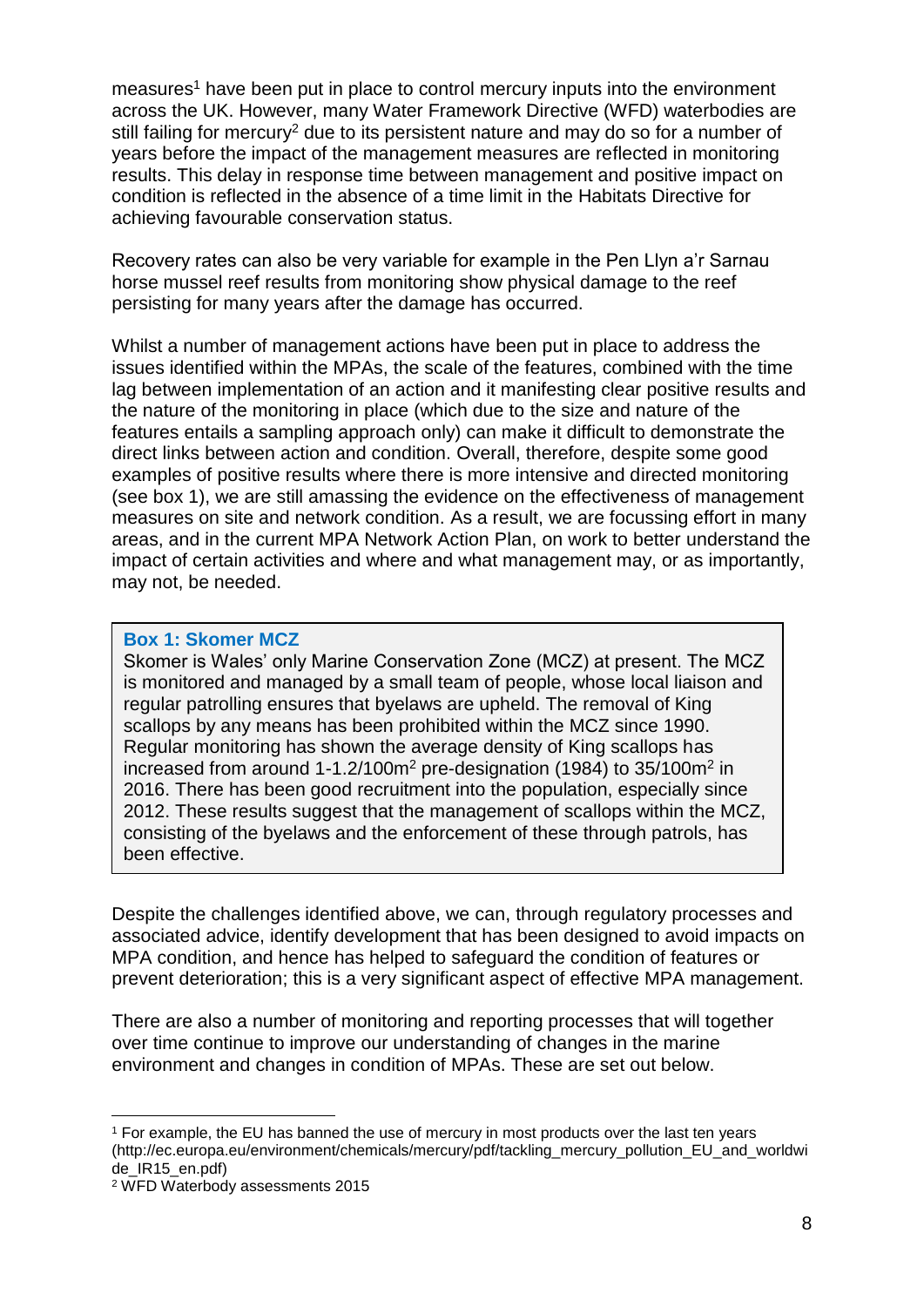measures[1] have been put in place to control mercury inputs into the environment across the UK. However, many Water Framework Directive (WFD) waterbodies are still failing for mercury[2] due to its persistent nature and may do so for a number of years before the impact of the management measures are reflected in monitoring results. This delay in response time between management and positive impact on condition is reflected in the absence of a time limit in the Habitats Directive for achieving favourable conservation status.

Recovery rates can also be very variable for example in the Pen Llyn a'r Sarnau horse mussel reef results from monitoring show physical damage to the reef persisting for many years after the damage has occurred.

Whilst a number of management actions have been put in place to address the issues identified within the MPAs, the scale of the features, combined with the time lag between implementation of an action and it manifesting clear positive results and the nature of the monitoring in place (which due to the size and nature of the features entails a sampling approach only) can make it difficult to demonstrate the direct links between action and condition. Overall, therefore, despite some good examples of positive results where there is more intensive and directed monitoring (see box 1), we are still amassing the evidence on the effectiveness of management measures on site and network condition. As a result, we are focussing effort in many areas, and in the current MPA Network Action Plan, on work to better understand the impact of certain activities and where and what management may, or as importantly, may not, be needed.

> **Box 1: Skomer MCZ**
>
> Skomer is Wales' only Marine Conservation Zone (MCZ) at present. The MCZ is monitored and managed by a small team of people, whose local liaison and regular patrolling ensures that byelaws are upheld. The removal of King scallops by any means has been prohibited within the MCZ since 1990. Regular monitoring has shown the average density of King scallops has increased from around 1-1.2/100m$^2$ pre-designation (1984) to 35/100m$^2$ in 2016. There has been good recruitment into the population, especially since 2012. These results suggest that the management of scallops within the MCZ, consisting of the byelaws and the enforcement of these through patrols, has been effective.

Despite the challenges identified above, we can, through regulatory processes and associated advice, identify development that has been designed to avoid impacts on MPA condition, and hence has helped to safeguard the condition of features or prevent deterioration; this is a very significant aspect of effective MPA management.

There are also a number of monitoring and reporting processes that will together over time continue to improve our understanding of changes in the marine environment and changes in condition of MPAs. These are set out below.

---

[1] For example, the EU has banned the use of mercury in most products over the last ten years (http://ec.europa.eu/environment/chemicals/mercury/pdf/tackling_mercury_pollution_EU_and_worldwide_IR15_en.pdf)

[2] WFD Waterbody assessments 2015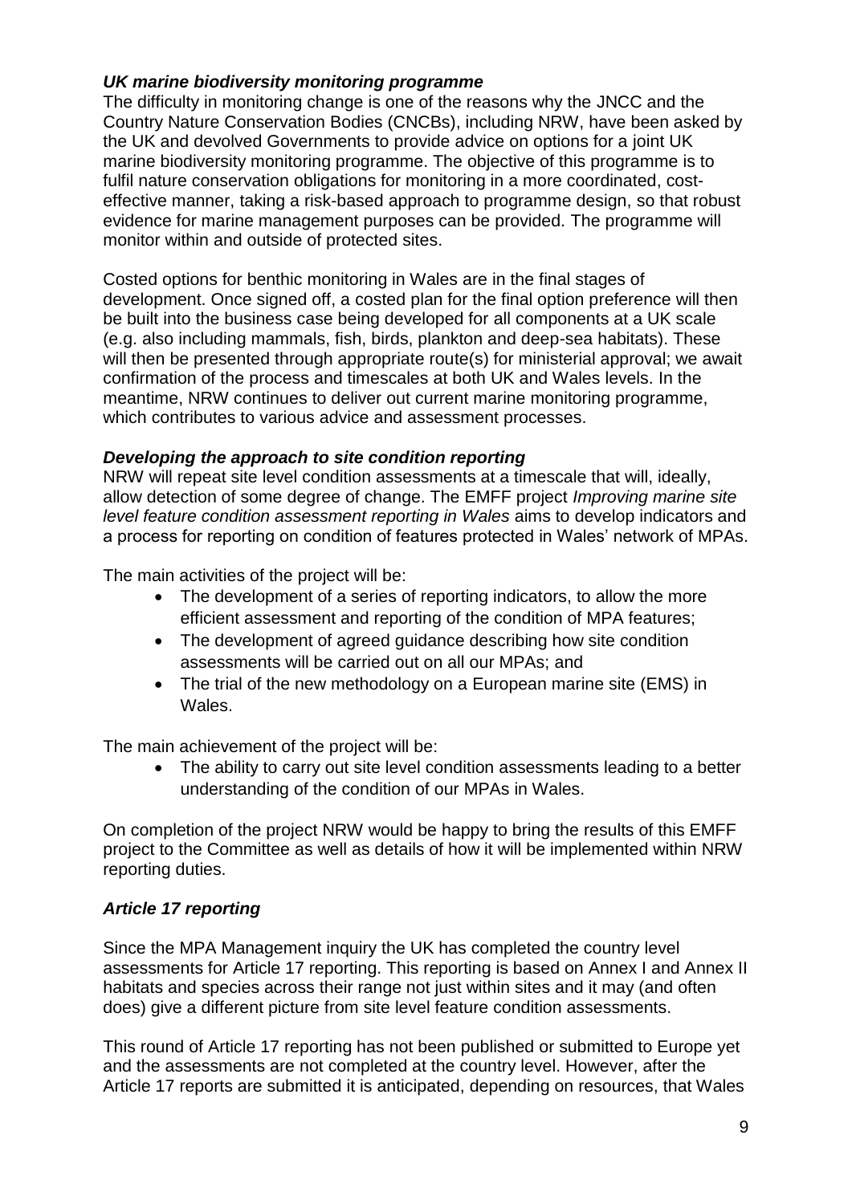### *UK marine biodiversity monitoring programme*

The difficulty in monitoring change is one of the reasons why the JNCC and the Country Nature Conservation Bodies (CNCBs), including NRW, have been asked by the UK and devolved Governments to provide advice on options for a joint UK marine biodiversity monitoring programme. The objective of this programme is to fulfil nature conservation obligations for monitoring in a more coordinated, cost-effective manner, taking a risk-based approach to programme design, so that robust evidence for marine management purposes can be provided. The programme will monitor within and outside of protected sites.

Costed options for benthic monitoring in Wales are in the final stages of development. Once signed off, a costed plan for the final option preference will then be built into the business case being developed for all components at a UK scale (e.g. also including mammals, fish, birds, plankton and deep-sea habitats). These will then be presented through appropriate route(s) for ministerial approval; we await confirmation of the process and timescales at both UK and Wales levels. In the meantime, NRW continues to deliver out current marine monitoring programme, which contributes to various advice and assessment processes.

### *Developing the approach to site condition reporting*

NRW will repeat site level condition assessments at a timescale that will, ideally, allow detection of some degree of change. The EMFF project *Improving marine site level feature condition assessment reporting in Wales* aims to develop indicators and a process for reporting on condition of features protected in Wales' network of MPAs.

The main activities of the project will be:

- The development of a series of reporting indicators, to allow the more efficient assessment and reporting of the condition of MPA features;
- The development of agreed guidance describing how site condition assessments will be carried out on all our MPAs; and
- The trial of the new methodology on a European marine site (EMS) in Wales.

The main achievement of the project will be:

- The ability to carry out site level condition assessments leading to a better understanding of the condition of our MPAs in Wales.

On completion of the project NRW would be happy to bring the results of this EMFF project to the Committee as well as details of how it will be implemented within NRW reporting duties.

### *Article 17 reporting*

Since the MPA Management inquiry the UK has completed the country level assessments for Article 17 reporting. This reporting is based on Annex I and Annex II habitats and species across their range not just within sites and it may (and often does) give a different picture from site level feature condition assessments.

This round of Article 17 reporting has not been published or submitted to Europe yet and the assessments are not completed at the country level. However, after the Article 17 reports are submitted it is anticipated, depending on resources, that Wales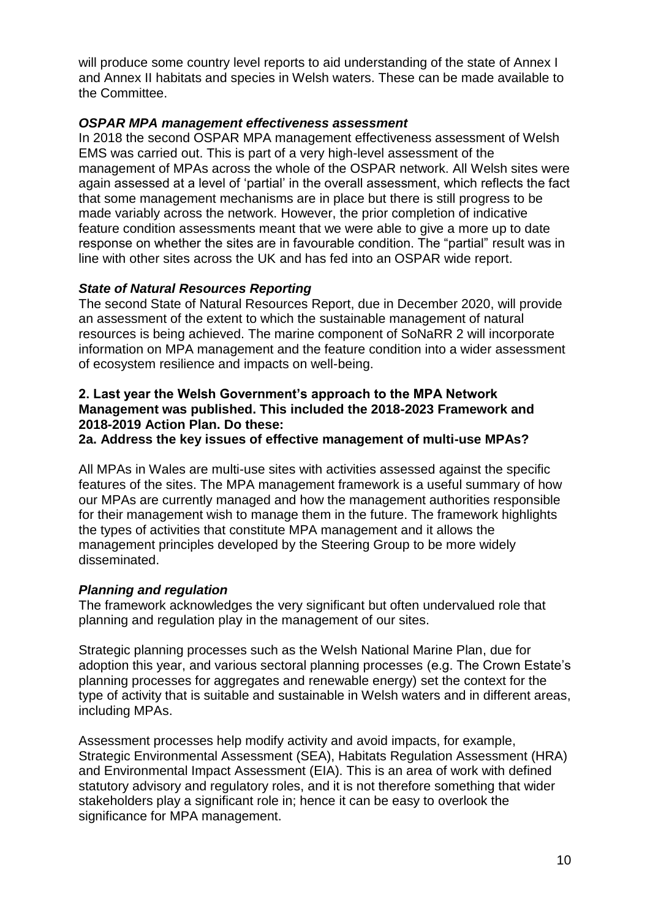will produce some country level reports to aid understanding of the state of Annex I and Annex II habitats and species in Welsh waters. These can be made available to the Committee.

***OSPAR MPA management effectiveness assessment***

In 2018 the second OSPAR MPA management effectiveness assessment of Welsh EMS was carried out. This is part of a very high-level assessment of the management of MPAs across the whole of the OSPAR network. All Welsh sites were again assessed at a level of 'partial' in the overall assessment, which reflects the fact that some management mechanisms are in place but there is still progress to be made variably across the network. However, the prior completion of indicative feature condition assessments meant that we were able to give a more up to date response on whether the sites are in favourable condition. The "partial" result was in line with other sites across the UK and has fed into an OSPAR wide report.

***State of Natural Resources Reporting***

The second State of Natural Resources Report, due in December 2020, will provide an assessment of the extent to which the sustainable management of natural resources is being achieved. The marine component of SoNaRR 2 will incorporate information on MPA management and the feature condition into a wider assessment of ecosystem resilience and impacts on well-being.

**2. Last year the Welsh Government's approach to the MPA Network Management was published. This included the 2018-2023 Framework and 2018-2019 Action Plan. Do these:**

**2a. Address the key issues of effective management of multi-use MPAs?**

All MPAs in Wales are multi-use sites with activities assessed against the specific features of the sites. The MPA management framework is a useful summary of how our MPAs are currently managed and how the management authorities responsible for their management wish to manage them in the future. The framework highlights the types of activities that constitute MPA management and it allows the management principles developed by the Steering Group to be more widely disseminated.

***Planning and regulation***

The framework acknowledges the very significant but often undervalued role that planning and regulation play in the management of our sites.

Strategic planning processes such as the Welsh National Marine Plan, due for adoption this year, and various sectoral planning processes (e.g. The Crown Estate's planning processes for aggregates and renewable energy) set the context for the type of activity that is suitable and sustainable in Welsh waters and in different areas, including MPAs.

Assessment processes help modify activity and avoid impacts, for example, Strategic Environmental Assessment (SEA), Habitats Regulation Assessment (HRA) and Environmental Impact Assessment (EIA). This is an area of work with defined statutory advisory and regulatory roles, and it is not therefore something that wider stakeholders play a significant role in; hence it can be easy to overlook the significance for MPA management.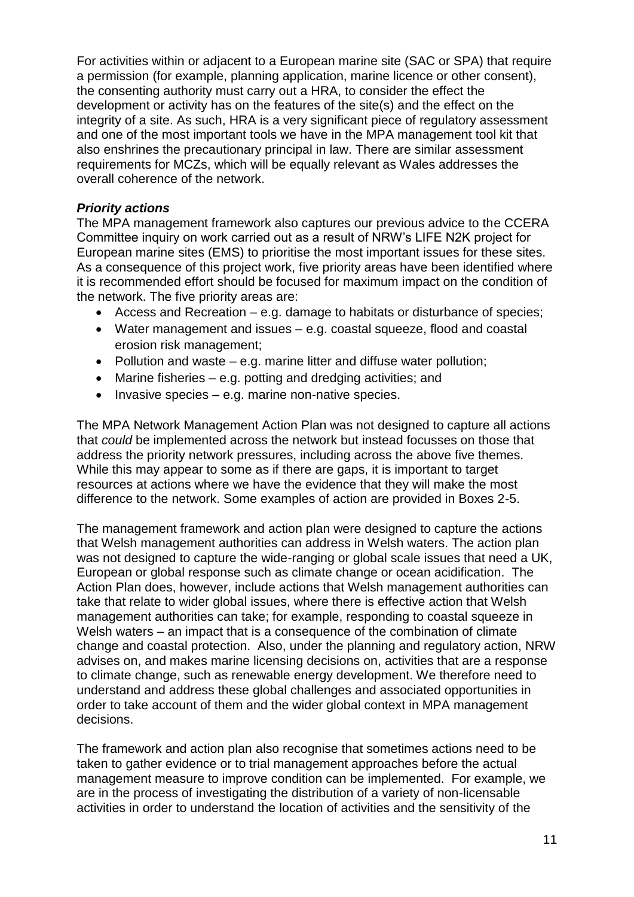For activities within or adjacent to a European marine site (SAC or SPA) that require a permission (for example, planning application, marine licence or other consent), the consenting authority must carry out a HRA, to consider the effect the development or activity has on the features of the site(s) and the effect on the integrity of a site. As such, HRA is a very significant piece of regulatory assessment and one of the most important tools we have in the MPA management tool kit that also enshrines the precautionary principal in law. There are similar assessment requirements for MCZs, which will be equally relevant as Wales addresses the overall coherence of the network.

### ***Priority actions***

The MPA management framework also captures our previous advice to the CCERA Committee inquiry on work carried out as a result of NRW's LIFE N2K project for European marine sites (EMS) to prioritise the most important issues for these sites. As a consequence of this project work, five priority areas have been identified where it is recommended effort should be focused for maximum impact on the condition of the network. The five priority areas are:

- Access and Recreation – e.g. damage to habitats or disturbance of species;
- Water management and issues – e.g. coastal squeeze, flood and coastal erosion risk management;
- Pollution and waste – e.g. marine litter and diffuse water pollution;
- Marine fisheries – e.g. potting and dredging activities; and
- Invasive species – e.g. marine non-native species.

The MPA Network Management Action Plan was not designed to capture all actions that *could* be implemented across the network but instead focusses on those that address the priority network pressures, including across the above five themes. While this may appear to some as if there are gaps, it is important to target resources at actions where we have the evidence that they will make the most difference to the network. Some examples of action are provided in Boxes 2-5.

The management framework and action plan were designed to capture the actions that Welsh management authorities can address in Welsh waters. The action plan was not designed to capture the wide-ranging or global scale issues that need a UK, European or global response such as climate change or ocean acidification. The Action Plan does, however, include actions that Welsh management authorities can take that relate to wider global issues, where there is effective action that Welsh management authorities can take; for example, responding to coastal squeeze in Welsh waters – an impact that is a consequence of the combination of climate change and coastal protection. Also, under the planning and regulatory action, NRW advises on, and makes marine licensing decisions on, activities that are a response to climate change, such as renewable energy development. We therefore need to understand and address these global challenges and associated opportunities in order to take account of them and the wider global context in MPA management decisions.

The framework and action plan also recognise that sometimes actions need to be taken to gather evidence or to trial management approaches before the actual management measure to improve condition can be implemented. For example, we are in the process of investigating the distribution of a variety of non-licensable activities in order to understand the location of activities and the sensitivity of the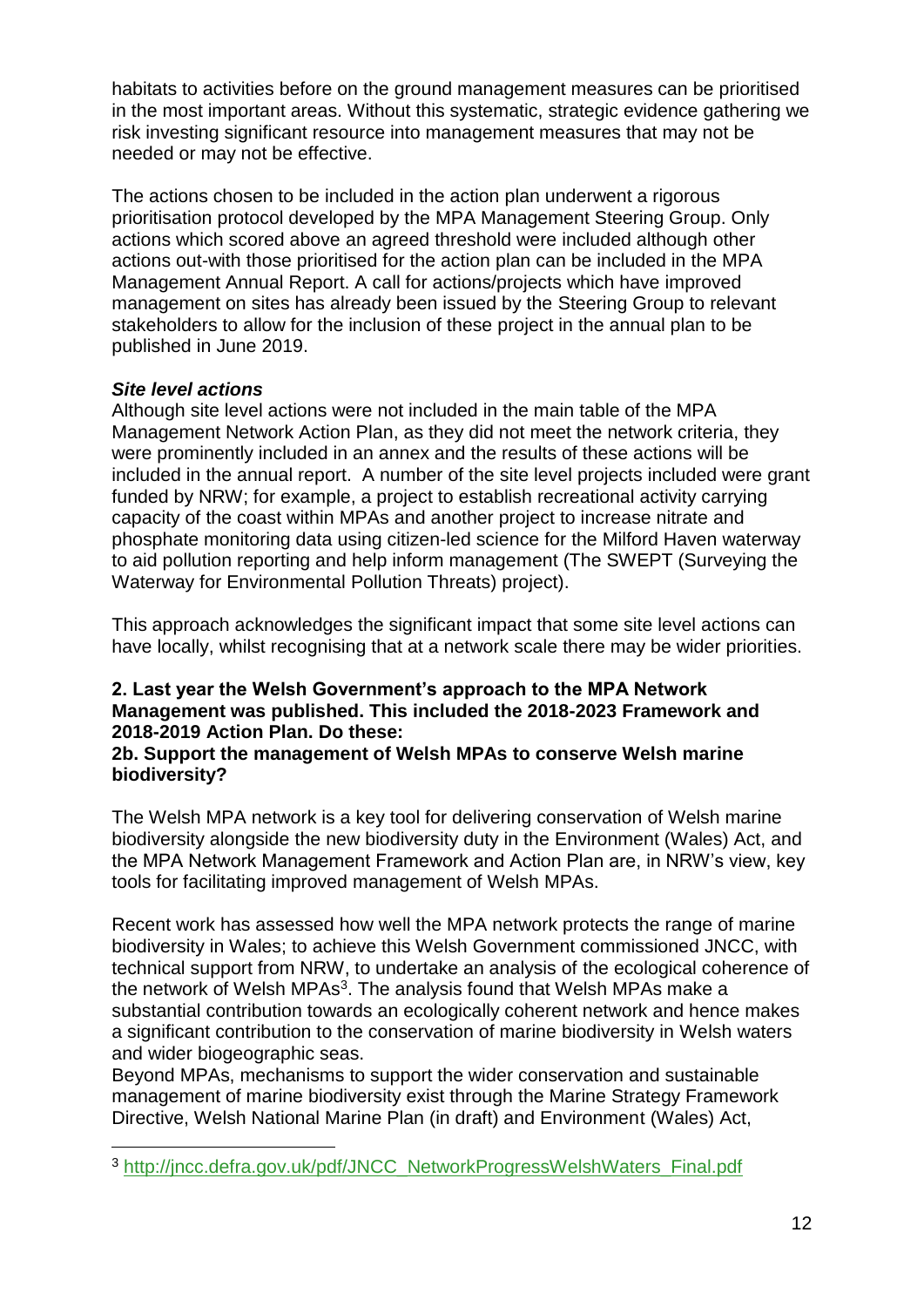habitats to activities before on the ground management measures can be prioritised in the most important areas. Without this systematic, strategic evidence gathering we risk investing significant resource into management measures that may not be needed or may not be effective.

The actions chosen to be included in the action plan underwent a rigorous prioritisation protocol developed by the MPA Management Steering Group. Only actions which scored above an agreed threshold were included although other actions out-with those prioritised for the action plan can be included in the MPA Management Annual Report. A call for actions/projects which have improved management on sites has already been issued by the Steering Group to relevant stakeholders to allow for the inclusion of these project in the annual plan to be published in June 2019.

***Site level actions***

Although site level actions were not included in the main table of the MPA Management Network Action Plan, as they did not meet the network criteria, they were prominently included in an annex and the results of these actions will be included in the annual report. A number of the site level projects included were grant funded by NRW; for example, a project to establish recreational activity carrying capacity of the coast within MPAs and another project to increase nitrate and phosphate monitoring data using citizen-led science for the Milford Haven waterway to aid pollution reporting and help inform management (The SWEPT (Surveying the Waterway for Environmental Pollution Threats) project).

This approach acknowledges the significant impact that some site level actions can have locally, whilst recognising that at a network scale there may be wider priorities.

**2. Last year the Welsh Government's approach to the MPA Network Management was published. This included the 2018-2023 Framework and 2018-2019 Action Plan. Do these:**

**2b. Support the management of Welsh MPAs to conserve Welsh marine biodiversity?**

The Welsh MPA network is a key tool for delivering conservation of Welsh marine biodiversity alongside the new biodiversity duty in the Environment (Wales) Act, and the MPA Network Management Framework and Action Plan are, in NRW's view, key tools for facilitating improved management of Welsh MPAs.

Recent work has assessed how well the MPA network protects the range of marine biodiversity in Wales; to achieve this Welsh Government commissioned JNCC, with technical support from NRW, to undertake an analysis of the ecological coherence of the network of Welsh MPAs[3]. The analysis found that Welsh MPAs make a substantial contribution towards an ecologically coherent network and hence makes a significant contribution to the conservation of marine biodiversity in Welsh waters and wider biogeographic seas.

Beyond MPAs, mechanisms to support the wider conservation and sustainable management of marine biodiversity exist through the Marine Strategy Framework Directive, Welsh National Marine Plan (in draft) and Environment (Wales) Act,

---

[3] http://jncc.defra.gov.uk/pdf/JNCC_NetworkProgressWelshWaters_Final.pdf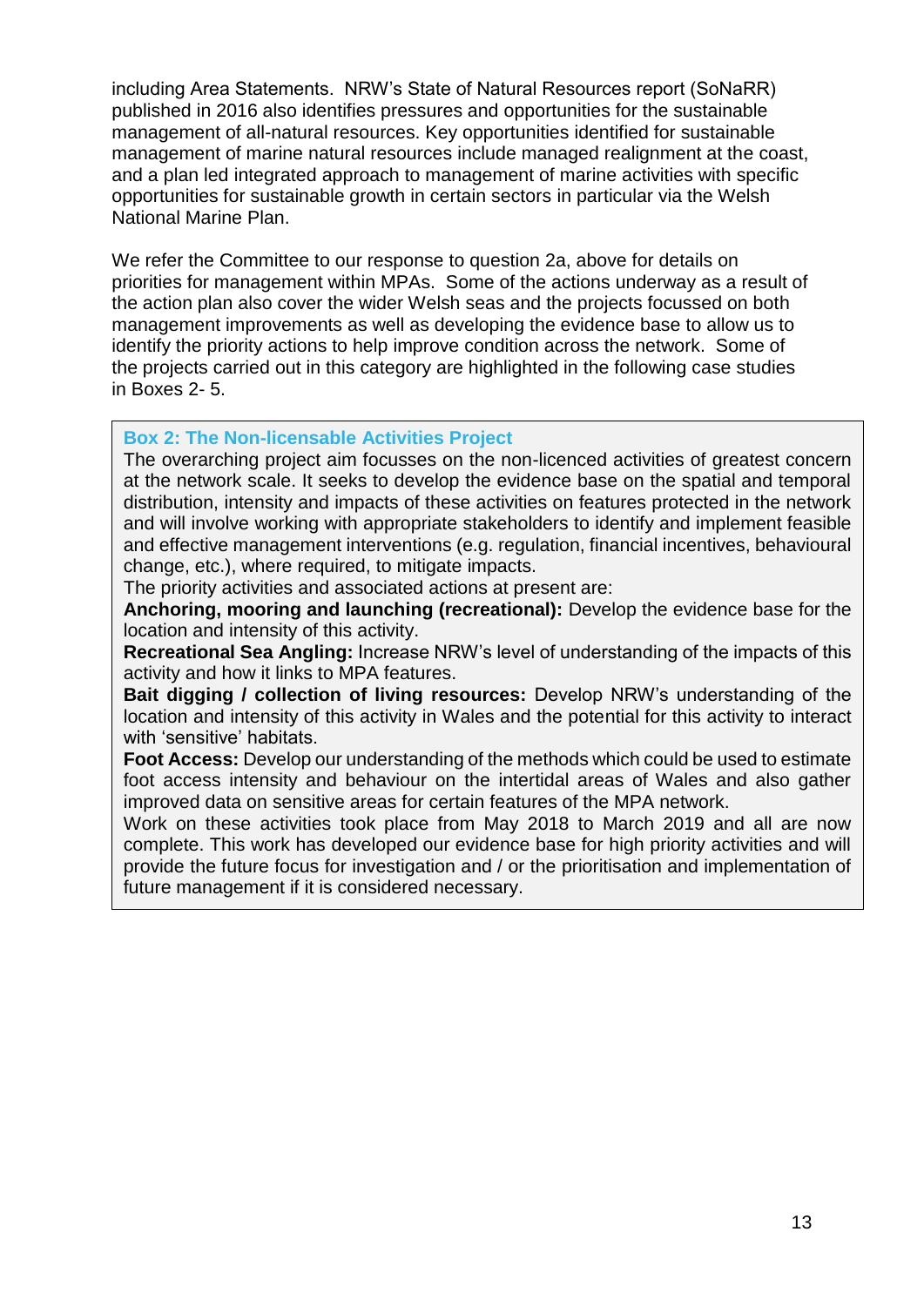including Area Statements. NRW's State of Natural Resources report (SoNaRR) published in 2016 also identifies pressures and opportunities for the sustainable management of all-natural resources. Key opportunities identified for sustainable management of marine natural resources include managed realignment at the coast, and a plan led integrated approach to management of marine activities with specific opportunities for sustainable growth in certain sectors in particular via the Welsh National Marine Plan.

We refer the Committee to our response to question 2a, above for details on priorities for management within MPAs. Some of the actions underway as a result of the action plan also cover the wider Welsh seas and the projects focussed on both management improvements as well as developing the evidence base to allow us to identify the priority actions to help improve condition across the network. Some of the projects carried out in this category are highlighted in the following case studies in Boxes 2- 5.

**Box 2: The Non-licensable Activities Project**

The overarching project aim focusses on the non-licenced activities of greatest concern at the network scale. It seeks to develop the evidence base on the spatial and temporal distribution, intensity and impacts of these activities on features protected in the network and will involve working with appropriate stakeholders to identify and implement feasible and effective management interventions (e.g. regulation, financial incentives, behavioural change, etc.), where required, to mitigate impacts.

The priority activities and associated actions at present are:

**Anchoring, mooring and launching (recreational):** Develop the evidence base for the location and intensity of this activity.

**Recreational Sea Angling:** Increase NRW's level of understanding of the impacts of this activity and how it links to MPA features.

**Bait digging / collection of living resources:** Develop NRW's understanding of the location and intensity of this activity in Wales and the potential for this activity to interact with 'sensitive' habitats.

**Foot Access:** Develop our understanding of the methods which could be used to estimate foot access intensity and behaviour on the intertidal areas of Wales and also gather improved data on sensitive areas for certain features of the MPA network.

Work on these activities took place from May 2018 to March 2019 and all are now complete. This work has developed our evidence base for high priority activities and will provide the future focus for investigation and / or the prioritisation and implementation of future management if it is considered necessary.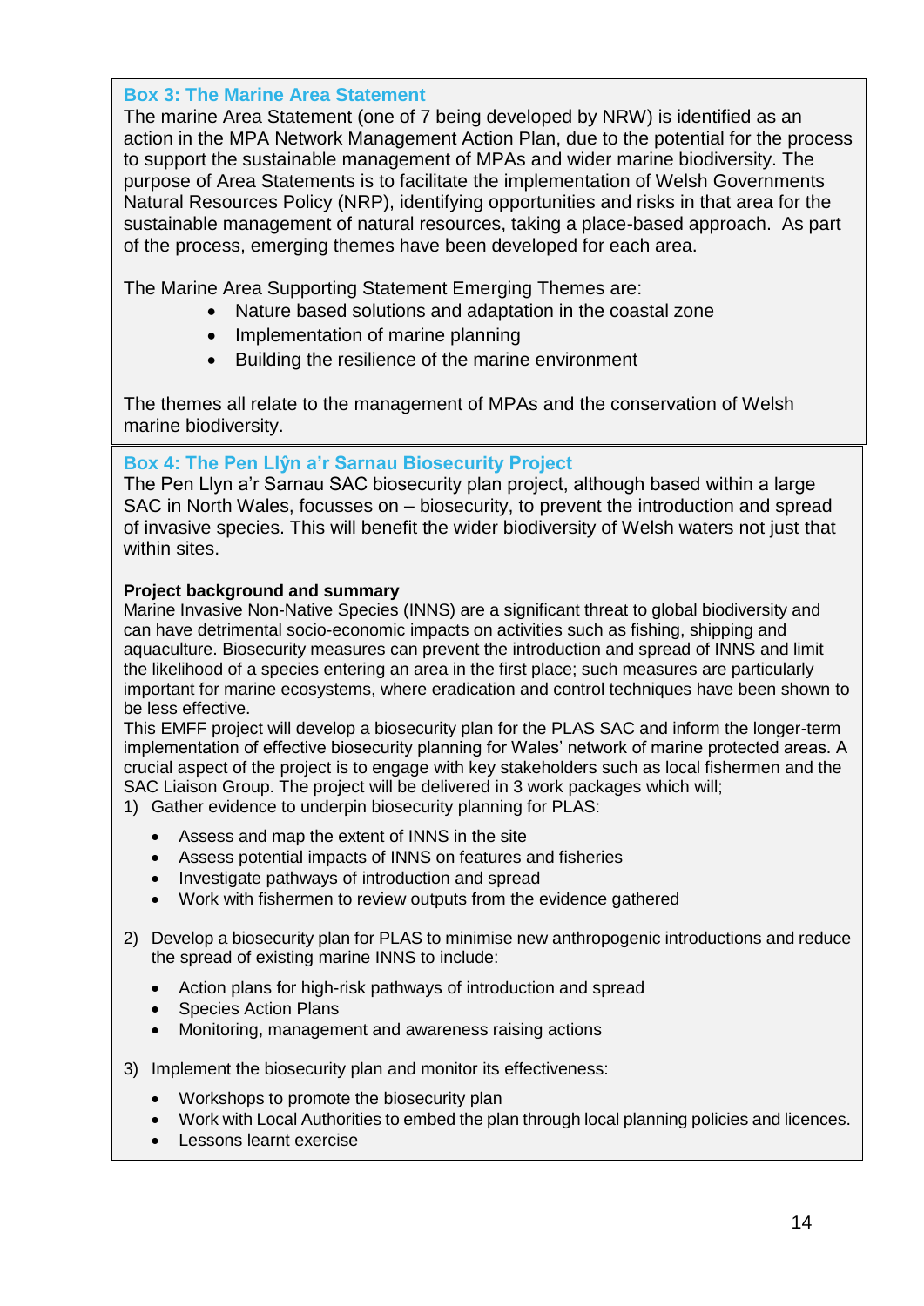### Box 3: The Marine Area Statement

The marine Area Statement (one of 7 being developed by NRW) is identified as an action in the MPA Network Management Action Plan, due to the potential for the process to support the sustainable management of MPAs and wider marine biodiversity. The purpose of Area Statements is to facilitate the implementation of Welsh Governments Natural Resources Policy (NRP), identifying opportunities and risks in that area for the sustainable management of natural resources, taking a place-based approach. As part of the process, emerging themes have been developed for each area.

The Marine Area Supporting Statement Emerging Themes are:

- Nature based solutions and adaptation in the coastal zone
- Implementation of marine planning
- Building the resilience of the marine environment

The themes all relate to the management of MPAs and the conservation of Welsh marine biodiversity.

### Box 4: The Pen Llŷn a'r Sarnau Biosecurity Project

The Pen Llyn a'r Sarnau SAC biosecurity plan project, although based within a large SAC in North Wales, focusses on – biosecurity, to prevent the introduction and spread of invasive species. This will benefit the wider biodiversity of Welsh waters not just that within sites.

**Project background and summary**

Marine Invasive Non-Native Species (INNS) are a significant threat to global biodiversity and can have detrimental socio-economic impacts on activities such as fishing, shipping and aquaculture. Biosecurity measures can prevent the introduction and spread of INNS and limit the likelihood of a species entering an area in the first place; such measures are particularly important for marine ecosystems, where eradication and control techniques have been shown to be less effective.

This EMFF project will develop a biosecurity plan for the PLAS SAC and inform the longer-term implementation of effective biosecurity planning for Wales' network of marine protected areas. A crucial aspect of the project is to engage with key stakeholders such as local fishermen and the SAC Liaison Group. The project will be delivered in 3 work packages which will;

1) Gather evidence to underpin biosecurity planning for PLAS:
   - Assess and map the extent of INNS in the site
   - Assess potential impacts of INNS on features and fisheries
   - Investigate pathways of introduction and spread
   - Work with fishermen to review outputs from the evidence gathered

2) Develop a biosecurity plan for PLAS to minimise new anthropogenic introductions and reduce the spread of existing marine INNS to include:
   - Action plans for high-risk pathways of introduction and spread
   - Species Action Plans
   - Monitoring, management and awareness raising actions

3) Implement the biosecurity plan and monitor its effectiveness:
   - Workshops to promote the biosecurity plan
   - Work with Local Authorities to embed the plan through local planning policies and licences.
   - Lessons learnt exercise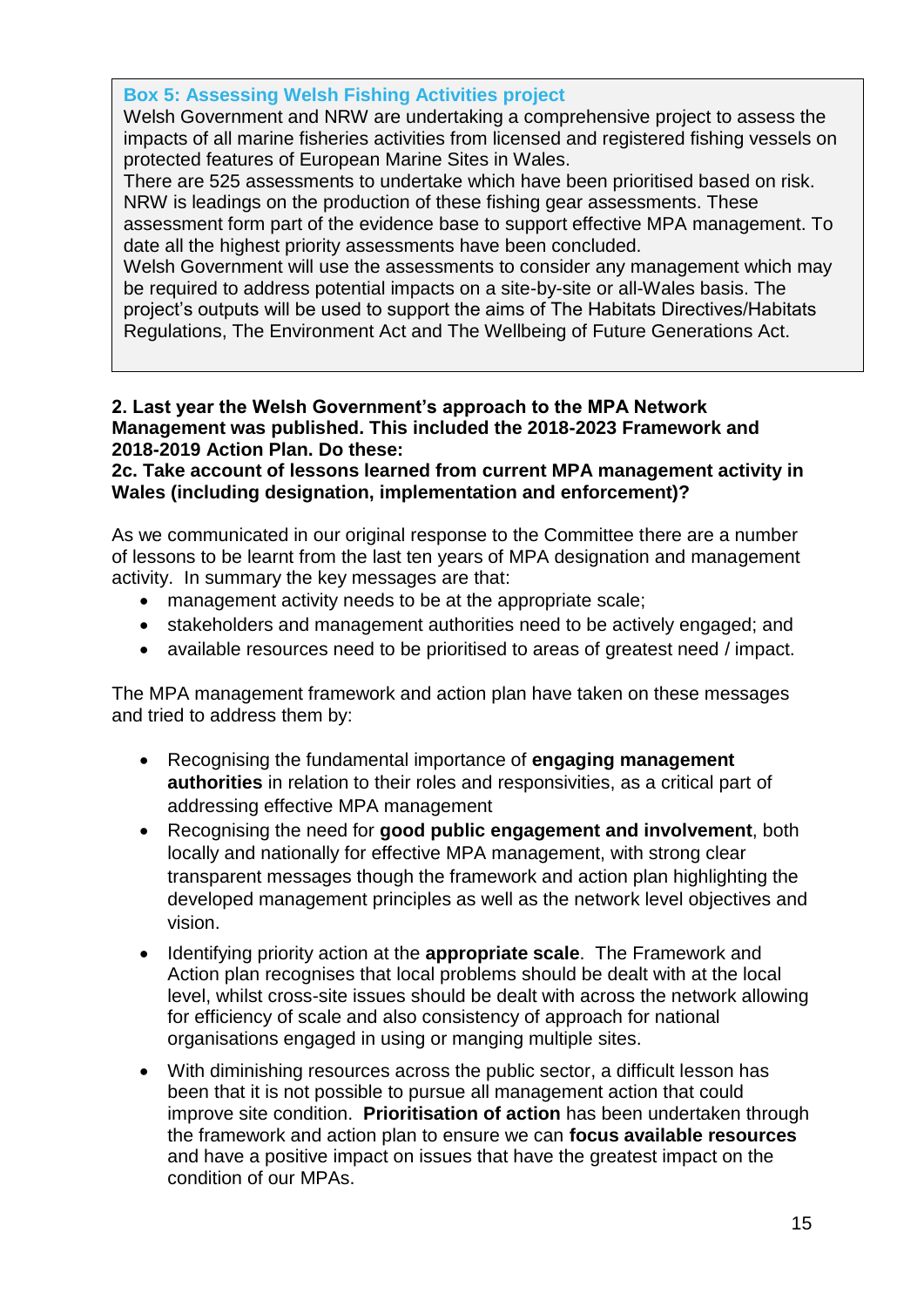**Box 5: Assessing Welsh Fishing Activities project**

Welsh Government and NRW are undertaking a comprehensive project to assess the impacts of all marine fisheries activities from licensed and registered fishing vessels on protected features of European Marine Sites in Wales.

There are 525 assessments to undertake which have been prioritised based on risk. NRW is leadings on the production of these fishing gear assessments. These assessment form part of the evidence base to support effective MPA management. To date all the highest priority assessments have been concluded.

Welsh Government will use the assessments to consider any management which may be required to address potential impacts on a site-by-site or all-Wales basis. The project's outputs will be used to support the aims of The Habitats Directives/Habitats Regulations, The Environment Act and The Wellbeing of Future Generations Act.

**2. Last year the Welsh Government's approach to the MPA Network Management was published. This included the 2018-2023 Framework and 2018-2019 Action Plan. Do these:**

**2c. Take account of lessons learned from current MPA management activity in Wales (including designation, implementation and enforcement)?**

As we communicated in our original response to the Committee there are a number of lessons to be learnt from the last ten years of MPA designation and management activity. In summary the key messages are that:

- management activity needs to be at the appropriate scale;
- stakeholders and management authorities need to be actively engaged; and
- available resources need to be prioritised to areas of greatest need / impact.

The MPA management framework and action plan have taken on these messages and tried to address them by:

- Recognising the fundamental importance of **engaging management authorities** in relation to their roles and responsivities, as a critical part of addressing effective MPA management
- Recognising the need for **good public engagement and involvement**, both locally and nationally for effective MPA management, with strong clear transparent messages though the framework and action plan highlighting the developed management principles as well as the network level objectives and vision.
- Identifying priority action at the **appropriate scale**. The Framework and Action plan recognises that local problems should be dealt with at the local level, whilst cross-site issues should be dealt with across the network allowing for efficiency of scale and also consistency of approach for national organisations engaged in using or manging multiple sites.
- With diminishing resources across the public sector, a difficult lesson has been that it is not possible to pursue all management action that could improve site condition. **Prioritisation of action** has been undertaken through the framework and action plan to ensure we can **focus available resources** and have a positive impact on issues that have the greatest impact on the condition of our MPAs.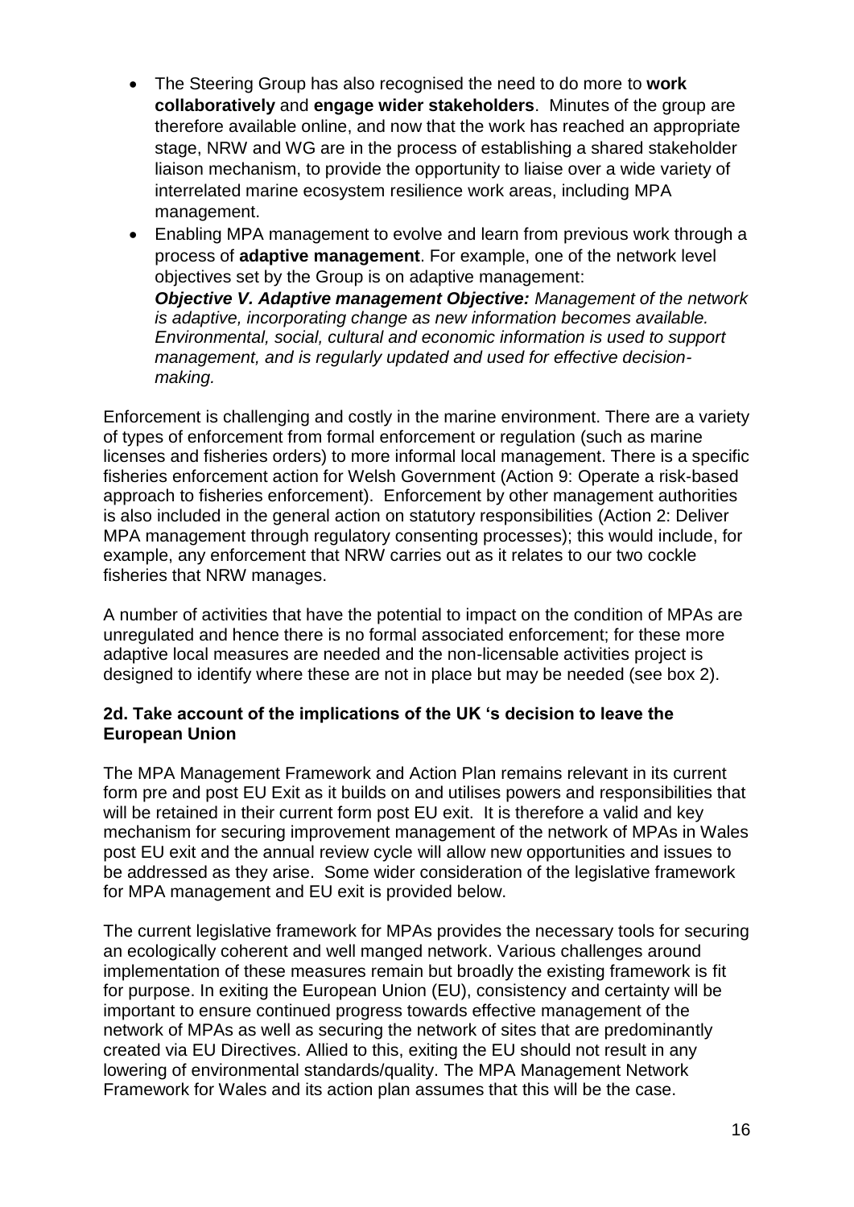- The Steering Group has also recognised the need to do more to **work collaboratively** and **engage wider stakeholders**. Minutes of the group are therefore available online, and now that the work has reached an appropriate stage, NRW and WG are in the process of establishing a shared stakeholder liaison mechanism, to provide the opportunity to liaise over a wide variety of interrelated marine ecosystem resilience work areas, including MPA management.
- Enabling MPA management to evolve and learn from previous work through a process of **adaptive management**. For example, one of the network level objectives set by the Group is on adaptive management:
  ***Objective V. Adaptive management Objective:*** *Management of the network is adaptive, incorporating change as new information becomes available. Environmental, social, cultural and economic information is used to support management, and is regularly updated and used for effective decision-making.*

Enforcement is challenging and costly in the marine environment. There are a variety of types of enforcement from formal enforcement or regulation (such as marine licenses and fisheries orders) to more informal local management. There is a specific fisheries enforcement action for Welsh Government (Action 9: Operate a risk-based approach to fisheries enforcement). Enforcement by other management authorities is also included in the general action on statutory responsibilities (Action 2: Deliver MPA management through regulatory consenting processes); this would include, for example, any enforcement that NRW carries out as it relates to our two cockle fisheries that NRW manages.

A number of activities that have the potential to impact on the condition of MPAs are unregulated and hence there is no formal associated enforcement; for these more adaptive local measures are needed and the non-licensable activities project is designed to identify where these are not in place but may be needed (see box 2).

### 2d. Take account of the implications of the UK 's decision to leave the European Union

The MPA Management Framework and Action Plan remains relevant in its current form pre and post EU Exit as it builds on and utilises powers and responsibilities that will be retained in their current form post EU exit. It is therefore a valid and key mechanism for securing improvement management of the network of MPAs in Wales post EU exit and the annual review cycle will allow new opportunities and issues to be addressed as they arise. Some wider consideration of the legislative framework for MPA management and EU exit is provided below.

The current legislative framework for MPAs provides the necessary tools for securing an ecologically coherent and well manged network. Various challenges around implementation of these measures remain but broadly the existing framework is fit for purpose. In exiting the European Union (EU), consistency and certainty will be important to ensure continued progress towards effective management of the network of MPAs as well as securing the network of sites that are predominantly created via EU Directives. Allied to this, exiting the EU should not result in any lowering of environmental standards/quality. The MPA Management Network Framework for Wales and its action plan assumes that this will be the case.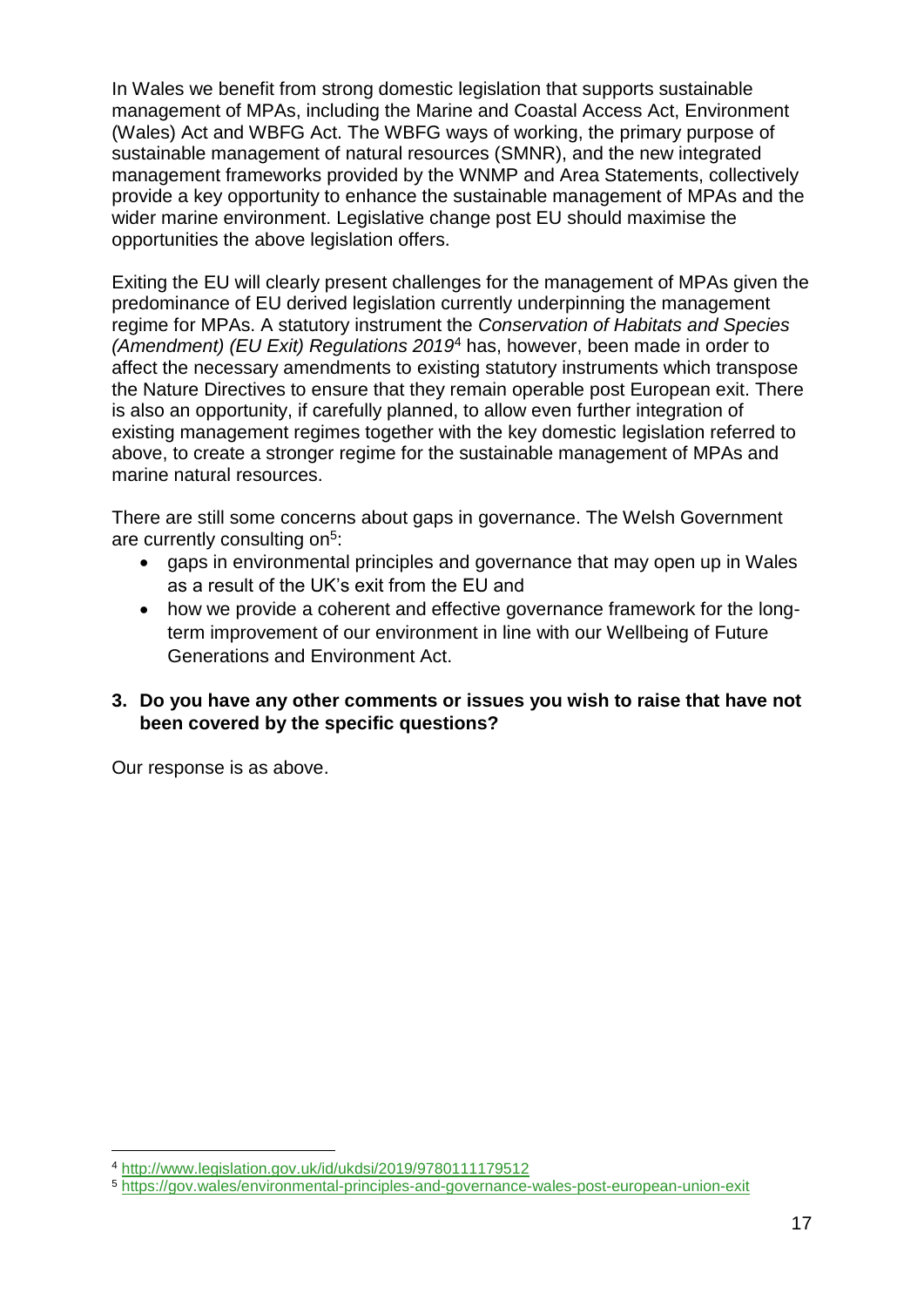In Wales we benefit from strong domestic legislation that supports sustainable management of MPAs, including the Marine and Coastal Access Act, Environment (Wales) Act and WBFG Act. The WBFG ways of working, the primary purpose of sustainable management of natural resources (SMNR), and the new integrated management frameworks provided by the WNMP and Area Statements, collectively provide a key opportunity to enhance the sustainable management of MPAs and the wider marine environment. Legislative change post EU should maximise the opportunities the above legislation offers.

Exiting the EU will clearly present challenges for the management of MPAs given the predominance of EU derived legislation currently underpinning the management regime for MPAs. A statutory instrument the *Conservation of Habitats and Species (Amendment) (EU Exit) Regulations 2019*[4] has, however, been made in order to affect the necessary amendments to existing statutory instruments which transpose the Nature Directives to ensure that they remain operable post European exit. There is also an opportunity, if carefully planned, to allow even further integration of existing management regimes together with the key domestic legislation referred to above, to create a stronger regime for the sustainable management of MPAs and marine natural resources.

There are still some concerns about gaps in governance. The Welsh Government are currently consulting on[5]:

- gaps in environmental principles and governance that may open up in Wales as a result of the UK's exit from the EU and
- how we provide a coherent and effective governance framework for the long-term improvement of our environment in line with our Wellbeing of Future Generations and Environment Act.

**3. Do you have any other comments or issues you wish to raise that have not been covered by the specific questions?**

Our response is as above.

[4] http://www.legislation.gov.uk/id/ukdsi/2019/9780111179512

[5] https://gov.wales/environmental-principles-and-governance-wales-post-european-union-exit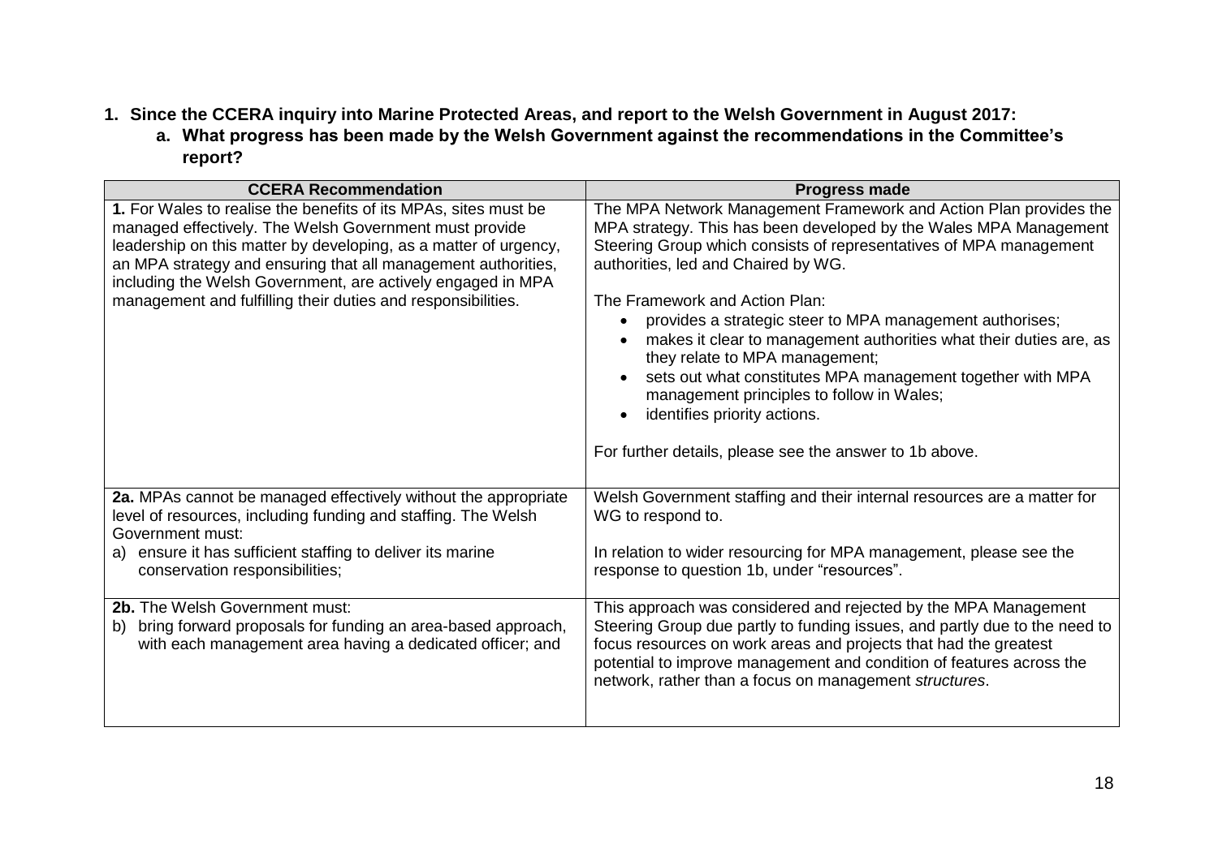1. **Since the CCERA inquiry into Marine Protected Areas, and report to the Welsh Government in August 2017:**
   a. **What progress has been made by the Welsh Government against the recommendations in the Committee's report?**

| CCERA Recommendation | Progress made |
|---|---|
| **1.** For Wales to realise the benefits of its MPAs, sites must be managed effectively. The Welsh Government must provide leadership on this matter by developing, as a matter of urgency, an MPA strategy and ensuring that all management authorities, including the Welsh Government, are actively engaged in MPA management and fulfilling their duties and responsibilities. | The MPA Network Management Framework and Action Plan provides the MPA strategy. This has been developed by the Wales MPA Management Steering Group which consists of representatives of MPA management authorities, led and Chaired by WG.<br><br>The Framework and Action Plan:<br>• provides a strategic steer to MPA management authorises;<br>• makes it clear to management authorities what their duties are, as they relate to MPA management;<br>• sets out what constitutes MPA management together with MPA management principles to follow in Wales;<br>• identifies priority actions.<br><br>For further details, please see the answer to 1b above. |
| **2a.** MPAs cannot be managed effectively without the appropriate level of resources, including funding and staffing. The Welsh Government must:<br>a) ensure it has sufficient staffing to deliver its marine conservation responsibilities; | Welsh Government staffing and their internal resources are a matter for WG to respond to.<br><br>In relation to wider resourcing for MPA management, please see the response to question 1b, under "resources". |
| **2b.** The Welsh Government must:<br>b) bring forward proposals for funding an area-based approach, with each management area having a dedicated officer; and | This approach was considered and rejected by the MPA Management Steering Group due partly to funding issues, and partly due to the need to focus resources on work areas and projects that had the greatest potential to improve management and condition of features across the network, rather than a focus on management *structures*. |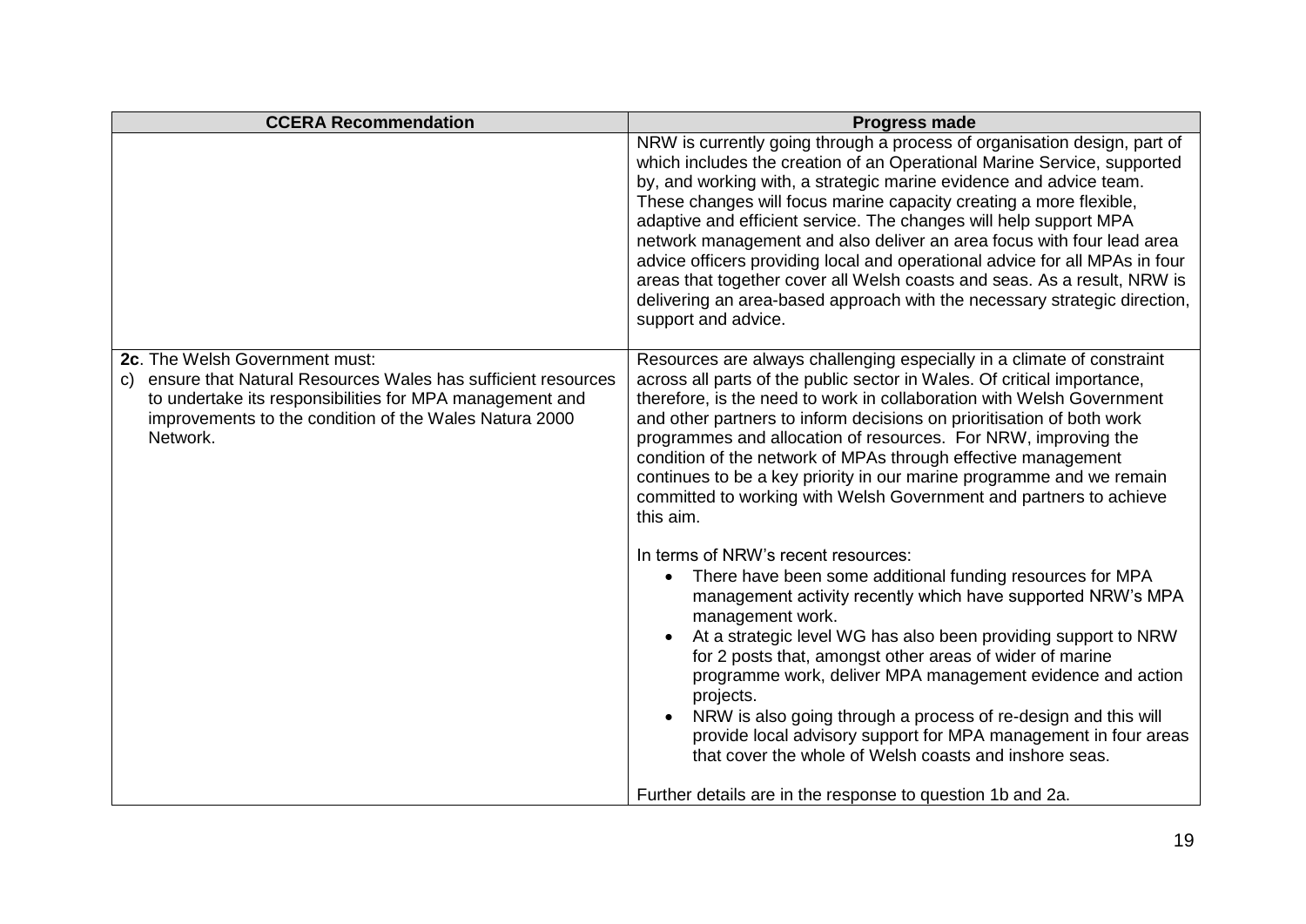| CCERA Recommendation | Progress made |
| --- | --- |
| | NRW is currently going through a process of organisation design, part of which includes the creation of an Operational Marine Service, supported by, and working with, a strategic marine evidence and advice team. These changes will focus marine capacity creating a more flexible, adaptive and efficient service. The changes will help support MPA network management and also deliver an area focus with four lead area advice officers providing local and operational advice for all MPAs in four areas that together cover all Welsh coasts and seas. As a result, NRW is delivering an area-based approach with the necessary strategic direction, support and advice. |
| **2c**. The Welsh Government must: <br> c) ensure that Natural Resources Wales has sufficient resources to undertake its responsibilities for MPA management and improvements to the condition of the Wales Natura 2000 Network. | Resources are always challenging especially in a climate of constraint across all parts of the public sector in Wales. Of critical importance, therefore, is the need to work in collaboration with Welsh Government and other partners to inform decisions on prioritisation of both work programmes and allocation of resources. For NRW, improving the condition of the network of MPAs through effective management continues to be a key priority in our marine programme and we remain committed to working with Welsh Government and partners to achieve this aim. <br><br> In terms of NRW's recent resources: <br> • There have been some additional funding resources for MPA management activity recently which have supported NRW's MPA management work. <br> • At a strategic level WG has also been providing support to NRW for 2 posts that, amongst other areas of wider of marine programme work, deliver MPA management evidence and action projects. <br> • NRW is also going through a process of re-design and this will provide local advisory support for MPA management in four areas that cover the whole of Welsh coasts and inshore seas. <br><br> Further details are in the response to question 1b and 2a. |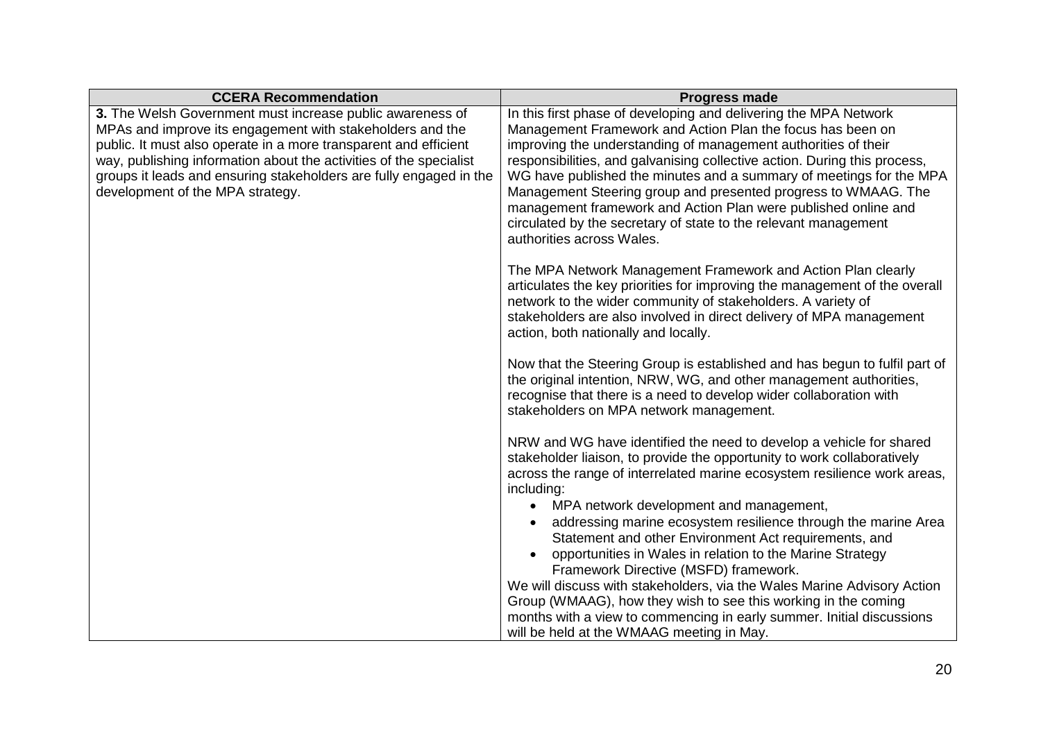| CCERA Recommendation | Progress made |
| --- | --- |
| **3.** The Welsh Government must increase public awareness of MPAs and improve its engagement with stakeholders and the public. It must also operate in a more transparent and efficient way, publishing information about the activities of the specialist groups it leads and ensuring stakeholders are fully engaged in the development of the MPA strategy. | In this first phase of developing and delivering the MPA Network Management Framework and Action Plan the focus has been on improving the understanding of management authorities of their responsibilities, and galvanising collective action. During this process, WG have published the minutes and a summary of meetings for the MPA Management Steering group and presented progress to WMAAG. The management framework and Action Plan were published online and circulated by the secretary of state to the relevant management authorities across Wales.<br><br>The MPA Network Management Framework and Action Plan clearly articulates the key priorities for improving the management of the overall network to the wider community of stakeholders. A variety of stakeholders are also involved in direct delivery of MPA management action, both nationally and locally.<br><br>Now that the Steering Group is established and has begun to fulfil part of the original intention, NRW, WG, and other management authorities, recognise that there is a need to develop wider collaboration with stakeholders on MPA network management.<br><br>NRW and WG have identified the need to develop a vehicle for shared stakeholder liaison, to provide the opportunity to work collaboratively across the range of interrelated marine ecosystem resilience work areas, including:<br>• MPA network development and management,<br>• addressing marine ecosystem resilience through the marine Area Statement and other Environment Act requirements, and<br>• opportunities in Wales in relation to the Marine Strategy Framework Directive (MSFD) framework.<br>We will discuss with stakeholders, via the Wales Marine Advisory Action Group (WMAAG), how they wish to see this working in the coming months with a view to commencing in early summer. Initial discussions will be held at the WMAAG meeting in May. |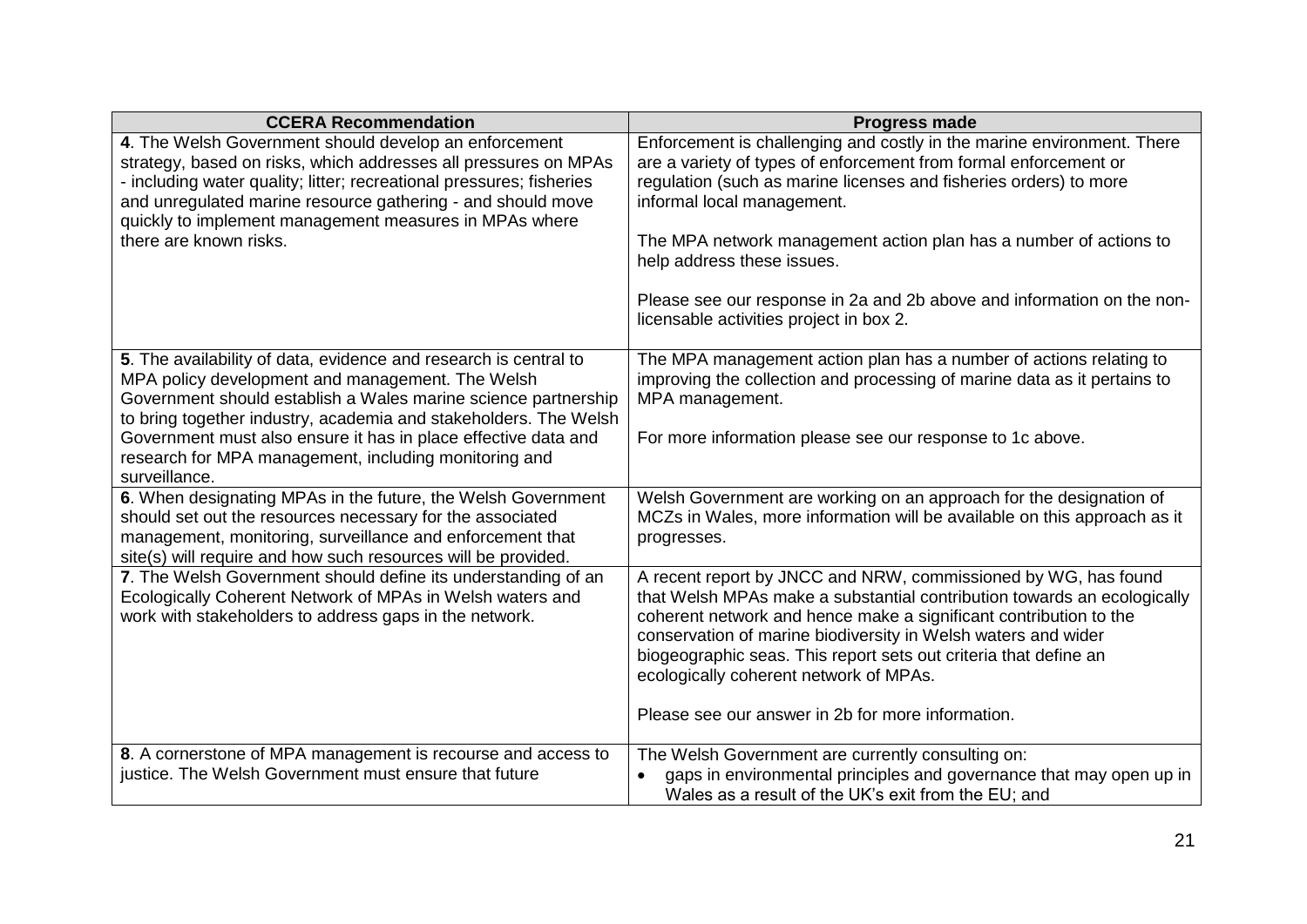| CCERA Recommendation | Progress made |
|---|---|
| **4**. The Welsh Government should develop an enforcement strategy, based on risks, which addresses all pressures on MPAs - including water quality; litter; recreational pressures; fisheries and unregulated marine resource gathering - and should move quickly to implement management measures in MPAs where there are known risks. | Enforcement is challenging and costly in the marine environment. There are a variety of types of enforcement from formal enforcement or regulation (such as marine licenses and fisheries orders) to more informal local management.<br><br>The MPA network management action plan has a number of actions to help address these issues.<br><br>Please see our response in 2a and 2b above and information on the non-licensable activities project in box 2. |
| **5**. The availability of data, evidence and research is central to MPA policy development and management. The Welsh Government should establish a Wales marine science partnership to bring together industry, academia and stakeholders. The Welsh Government must also ensure it has in place effective data and research for MPA management, including monitoring and surveillance. | The MPA management action plan has a number of actions relating to improving the collection and processing of marine data as it pertains to MPA management.<br><br>For more information please see our response to 1c above. |
| **6**. When designating MPAs in the future, the Welsh Government should set out the resources necessary for the associated management, monitoring, surveillance and enforcement that site(s) will require and how such resources will be provided. | Welsh Government are working on an approach for the designation of MCZs in Wales, more information will be available on this approach as it progresses. |
| **7**. The Welsh Government should define its understanding of an Ecologically Coherent Network of MPAs in Welsh waters and work with stakeholders to address gaps in the network. | A recent report by JNCC and NRW, commissioned by WG, has found that Welsh MPAs make a substantial contribution towards an ecologically coherent network and hence make a significant contribution to the conservation of marine biodiversity in Welsh waters and wider biogeographic seas. This report sets out criteria that define an ecologically coherent network of MPAs.<br><br>Please see our answer in 2b for more information. |
| **8**. A cornerstone of MPA management is recourse and access to justice. The Welsh Government must ensure that future | The Welsh Government are currently consulting on:<br>• gaps in environmental principles and governance that may open up in Wales as a result of the UK's exit from the EU; and |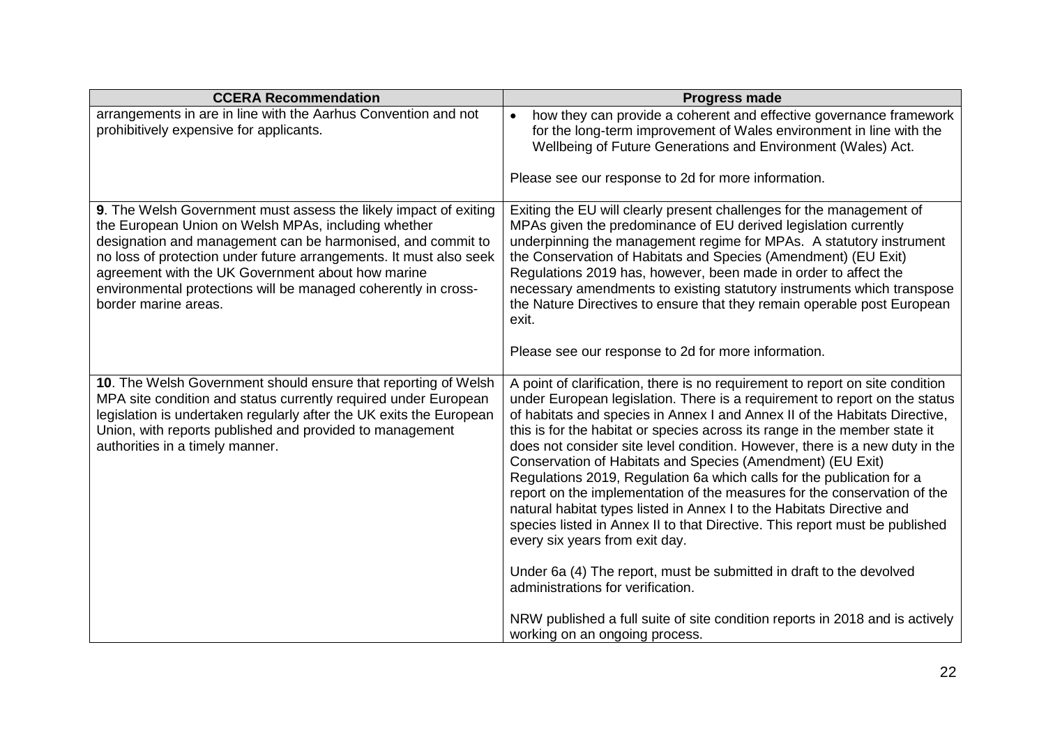| CCERA Recommendation | Progress made |
|---|---|
| arrangements in are in line with the Aarhus Convention and not prohibitively expensive for applicants. | • how they can provide a coherent and effective governance framework for the long-term improvement of Wales environment in line with the Wellbeing of Future Generations and Environment (Wales) Act.<br><br>Please see our response to 2d for more information. |
| **9**. The Welsh Government must assess the likely impact of exiting the European Union on Welsh MPAs, including whether designation and management can be harmonised, and commit to no loss of protection under future arrangements. It must also seek agreement with the UK Government about how marine environmental protections will be managed coherently in cross-border marine areas. | Exiting the EU will clearly present challenges for the management of MPAs given the predominance of EU derived legislation currently underpinning the management regime for MPAs. A statutory instrument the Conservation of Habitats and Species (Amendment) (EU Exit) Regulations 2019 has, however, been made in order to affect the necessary amendments to existing statutory instruments which transpose the Nature Directives to ensure that they remain operable post European exit.<br><br>Please see our response to 2d for more information. |
| **10**. The Welsh Government should ensure that reporting of Welsh MPA site condition and status currently required under European legislation is undertaken regularly after the UK exits the European Union, with reports published and provided to management authorities in a timely manner. | A point of clarification, there is no requirement to report on site condition under European legislation. There is a requirement to report on the status of habitats and species in Annex I and Annex II of the Habitats Directive, this is for the habitat or species across its range in the member state it does not consider site level condition. However, there is a new duty in the Conservation of Habitats and Species (Amendment) (EU Exit) Regulations 2019, Regulation 6a which calls for the publication for a report on the implementation of the measures for the conservation of the natural habitat types listed in Annex I to the Habitats Directive and species listed in Annex II to that Directive. This report must be published every six years from exit day.<br><br>Under 6a (4) The report, must be submitted in draft to the devolved administrations for verification.<br><br>NRW published a full suite of site condition reports in 2018 and is actively working on an ongoing process. |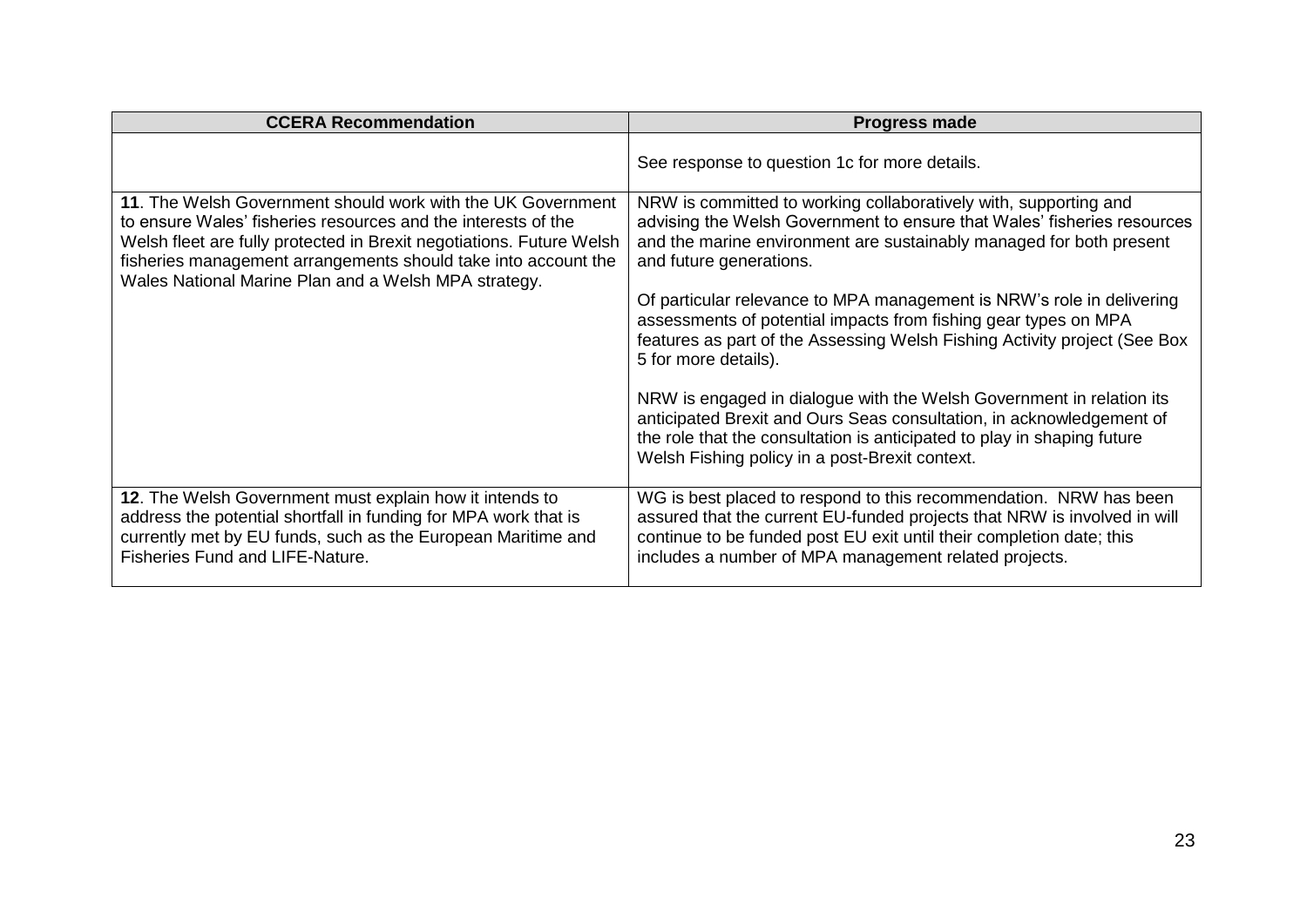| CCERA Recommendation | Progress made |
|---|---|
| | See response to question 1c for more details. |
| **11**. The Welsh Government should work with the UK Government to ensure Wales' fisheries resources and the interests of the Welsh fleet are fully protected in Brexit negotiations. Future Welsh fisheries management arrangements should take into account the Wales National Marine Plan and a Welsh MPA strategy. | NRW is committed to working collaboratively with, supporting and advising the Welsh Government to ensure that Wales' fisheries resources and the marine environment are sustainably managed for both present and future generations.<br><br>Of particular relevance to MPA management is NRW's role in delivering assessments of potential impacts from fishing gear types on MPA features as part of the Assessing Welsh Fishing Activity project (See Box 5 for more details).<br><br>NRW is engaged in dialogue with the Welsh Government in relation its anticipated Brexit and Ours Seas consultation, in acknowledgement of the role that the consultation is anticipated to play in shaping future Welsh Fishing policy in a post-Brexit context. |
| **12**. The Welsh Government must explain how it intends to address the potential shortfall in funding for MPA work that is currently met by EU funds, such as the European Maritime and Fisheries Fund and LIFE-Nature. | WG is best placed to respond to this recommendation. NRW has been assured that the current EU-funded projects that NRW is involved in will continue to be funded post EU exit until their completion date; this includes a number of MPA management related projects. |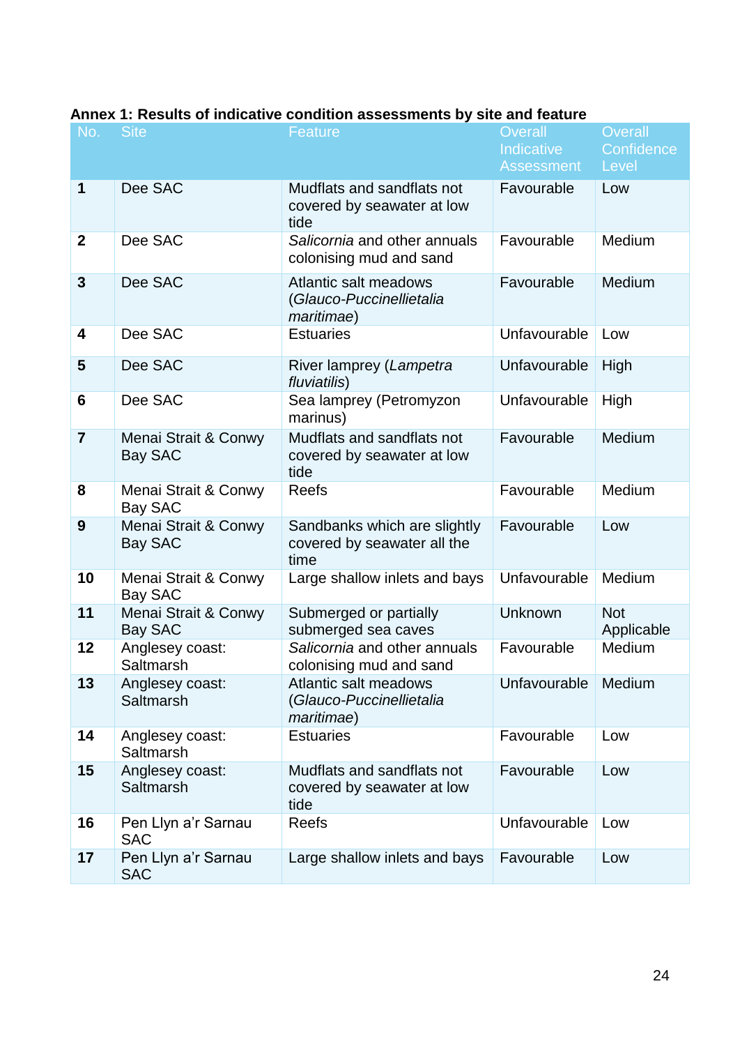**Annex 1: Results of indicative condition assessments by site and feature**

| No. | Site | Feature | Overall Indicative Assessment | Overall Confidence Level |
|---|---|---|---|---|
| **1** | Dee SAC | Mudflats and sandflats not covered by seawater at low tide | Favourable | Low |
| **2** | Dee SAC | *Salicornia* and other annuals colonising mud and sand | Favourable | Medium |
| **3** | Dee SAC | Atlantic salt meadows (*Glauco-Puccinellietalia maritimae*) | Favourable | Medium |
| **4** | Dee SAC | Estuaries | Unfavourable | Low |
| **5** | Dee SAC | River lamprey (*Lampetra fluviatilis*) | Unfavourable | High |
| **6** | Dee SAC | Sea lamprey (Petromyzon marinus) | Unfavourable | High |
| **7** | Menai Strait & Conwy Bay SAC | Mudflats and sandflats not covered by seawater at low tide | Favourable | Medium |
| **8** | Menai Strait & Conwy Bay SAC | Reefs | Favourable | Medium |
| **9** | Menai Strait & Conwy Bay SAC | Sandbanks which are slightly covered by seawater all the time | Favourable | Low |
| **10** | Menai Strait & Conwy Bay SAC | Large shallow inlets and bays | Unfavourable | Medium |
| **11** | Menai Strait & Conwy Bay SAC | Submerged or partially submerged sea caves | Unknown | Not Applicable |
| **12** | Anglesey coast: Saltmarsh | *Salicornia* and other annuals colonising mud and sand | Favourable | Medium |
| **13** | Anglesey coast: Saltmarsh | Atlantic salt meadows (*Glauco-Puccinellietalia maritimae*) | Unfavourable | Medium |
| **14** | Anglesey coast: Saltmarsh | Estuaries | Favourable | Low |
| **15** | Anglesey coast: Saltmarsh | Mudflats and sandflats not covered by seawater at low tide | Favourable | Low |
| **16** | Pen Llyn a'r Sarnau SAC | Reefs | Unfavourable | Low |
| **17** | Pen Llyn a'r Sarnau SAC | Large shallow inlets and bays | Favourable | Low |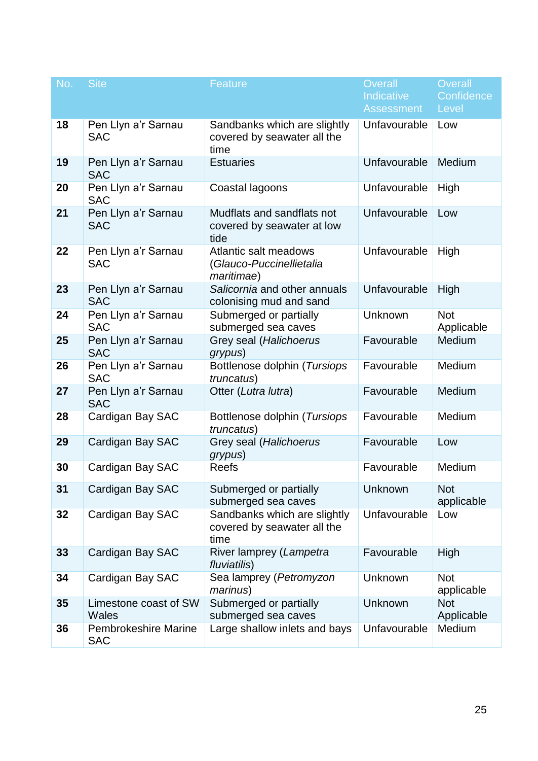| No. | Site | Feature | Overall Indicative Assessment | Overall Confidence Level |
|---|---|---|---|---|
| **18** | Pen Llyn a'r Sarnau SAC | Sandbanks which are slightly covered by seawater all the time | Unfavourable | Low |
| **19** | Pen Llyn a'r Sarnau SAC | Estuaries | Unfavourable | Medium |
| **20** | Pen Llyn a'r Sarnau SAC | Coastal lagoons | Unfavourable | High |
| **21** | Pen Llyn a'r Sarnau SAC | Mudflats and sandflats not covered by seawater at low tide | Unfavourable | Low |
| **22** | Pen Llyn a'r Sarnau SAC | Atlantic salt meadows (*Glauco-Puccinellietalia maritimae*) | Unfavourable | High |
| **23** | Pen Llyn a'r Sarnau SAC | *Salicornia* and other annuals colonising mud and sand | Unfavourable | High |
| **24** | Pen Llyn a'r Sarnau SAC | Submerged or partially submerged sea caves | Unknown | Not Applicable |
| **25** | Pen Llyn a'r Sarnau SAC | Grey seal (*Halichoerus grypus*) | Favourable | Medium |
| **26** | Pen Llyn a'r Sarnau SAC | Bottlenose dolphin (*Tursiops truncatus*) | Favourable | Medium |
| **27** | Pen Llyn a'r Sarnau SAC | Otter (*Lutra lutra*) | Favourable | Medium |
| **28** | Cardigan Bay SAC | Bottlenose dolphin (*Tursiops truncatus*) | Favourable | Medium |
| **29** | Cardigan Bay SAC | Grey seal (*Halichoerus grypus*) | Favourable | Low |
| **30** | Cardigan Bay SAC | Reefs | Favourable | Medium |
| **31** | Cardigan Bay SAC | Submerged or partially submerged sea caves | Unknown | Not applicable |
| **32** | Cardigan Bay SAC | Sandbanks which are slightly covered by seawater all the time | Unfavourable | Low |
| **33** | Cardigan Bay SAC | River lamprey (*Lampetra fluviatilis*) | Favourable | High |
| **34** | Cardigan Bay SAC | Sea lamprey (*Petromyzon marinus*) | Unknown | Not applicable |
| **35** | Limestone coast of SW Wales | Submerged or partially submerged sea caves | Unknown | Not Applicable |
| **36** | Pembrokeshire Marine SAC | Large shallow inlets and bays | Unfavourable | Medium |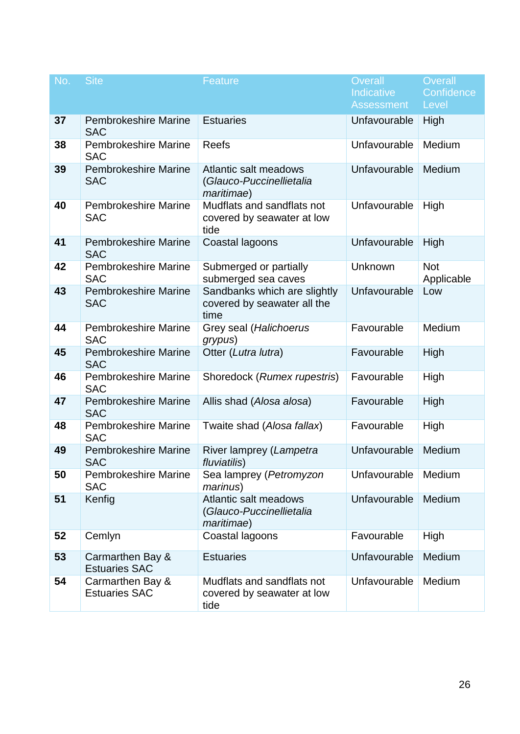| No. | Site | Feature | Overall Indicative Assessment | Overall Confidence Level |
|---|---|---|---|---|
| **37** | Pembrokeshire Marine SAC | Estuaries | Unfavourable | High |
| **38** | Pembrokeshire Marine SAC | Reefs | Unfavourable | Medium |
| **39** | Pembrokeshire Marine SAC | Atlantic salt meadows (*Glauco-Puccinellietalia maritimae*) | Unfavourable | Medium |
| **40** | Pembrokeshire Marine SAC | Mudflats and sandflats not covered by seawater at low tide | Unfavourable | High |
| **41** | Pembrokeshire Marine SAC | Coastal lagoons | Unfavourable | High |
| **42** | Pembrokeshire Marine SAC | Submerged or partially submerged sea caves | Unknown | Not Applicable |
| **43** | Pembrokeshire Marine SAC | Sandbanks which are slightly covered by seawater all the time | Unfavourable | Low |
| **44** | Pembrokeshire Marine SAC | Grey seal (*Halichoerus grypus*) | Favourable | Medium |
| **45** | Pembrokeshire Marine SAC | Otter (*Lutra lutra*) | Favourable | High |
| **46** | Pembrokeshire Marine SAC | Shoredock (*Rumex rupestris*) | Favourable | High |
| **47** | Pembrokeshire Marine SAC | Allis shad (*Alosa alosa*) | Favourable | High |
| **48** | Pembrokeshire Marine SAC | Twaite shad (*Alosa fallax*) | Favourable | High |
| **49** | Pembrokeshire Marine SAC | River lamprey (*Lampetra fluviatilis*) | Unfavourable | Medium |
| **50** | Pembrokeshire Marine SAC | Sea lamprey (*Petromyzon marinus*) | Unfavourable | Medium |
| **51** | Kenfig | Atlantic salt meadows (*Glauco-Puccinellietalia maritimae*) | Unfavourable | Medium |
| **52** | Cemlyn | Coastal lagoons | Favourable | High |
| **53** | Carmarthen Bay & Estuaries SAC | Estuaries | Unfavourable | Medium |
| **54** | Carmarthen Bay & Estuaries SAC | Mudflats and sandflats not covered by seawater at low tide | Unfavourable | Medium |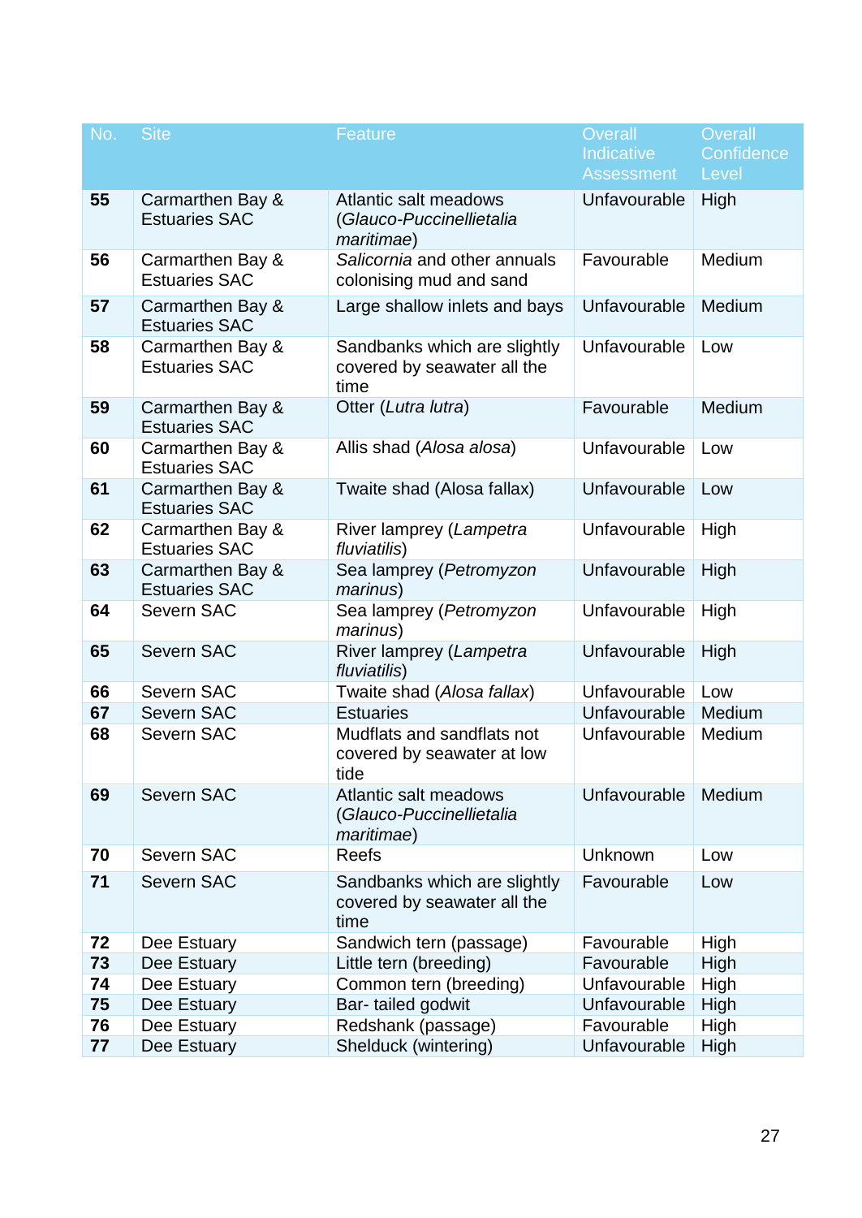| No. | Site | Feature | Overall Indicative Assessment | Overall Confidence Level |
|---|---|---|---|---|
| **55** | Carmarthen Bay & Estuaries SAC | Atlantic salt meadows (*Glauco-Puccinellietalia maritimae*) | Unfavourable | High |
| **56** | Carmarthen Bay & Estuaries SAC | *Salicornia* and other annuals colonising mud and sand | Favourable | Medium |
| **57** | Carmarthen Bay & Estuaries SAC | Large shallow inlets and bays | Unfavourable | Medium |
| **58** | Carmarthen Bay & Estuaries SAC | Sandbanks which are slightly covered by seawater all the time | Unfavourable | Low |
| **59** | Carmarthen Bay & Estuaries SAC | Otter (*Lutra lutra*) | Favourable | Medium |
| **60** | Carmarthen Bay & Estuaries SAC | Allis shad (*Alosa alosa*) | Unfavourable | Low |
| **61** | Carmarthen Bay & Estuaries SAC | Twaite shad (Alosa fallax) | Unfavourable | Low |
| **62** | Carmarthen Bay & Estuaries SAC | River lamprey (*Lampetra fluviatilis*) | Unfavourable | High |
| **63** | Carmarthen Bay & Estuaries SAC | Sea lamprey (*Petromyzon marinus*) | Unfavourable | High |
| **64** | Severn SAC | Sea lamprey (*Petromyzon marinus*) | Unfavourable | High |
| **65** | Severn SAC | River lamprey (*Lampetra fluviatilis*) | Unfavourable | High |
| **66** | Severn SAC | Twaite shad (*Alosa fallax*) | Unfavourable | Low |
| **67** | Severn SAC | Estuaries | Unfavourable | Medium |
| **68** | Severn SAC | Mudflats and sandflats not covered by seawater at low tide | Unfavourable | Medium |
| **69** | Severn SAC | Atlantic salt meadows (*Glauco-Puccinellietalia maritimae*) | Unfavourable | Medium |
| **70** | Severn SAC | Reefs | Unknown | Low |
| **71** | Severn SAC | Sandbanks which are slightly covered by seawater all the time | Favourable | Low |
| **72** | Dee Estuary | Sandwich tern (passage) | Favourable | High |
| **73** | Dee Estuary | Little tern (breeding) | Favourable | High |
| **74** | Dee Estuary | Common tern (breeding) | Unfavourable | High |
| **75** | Dee Estuary | Bar- tailed godwit | Unfavourable | High |
| **76** | Dee Estuary | Redshank (passage) | Favourable | High |
| **77** | Dee Estuary | Shelduck (wintering) | Unfavourable | High |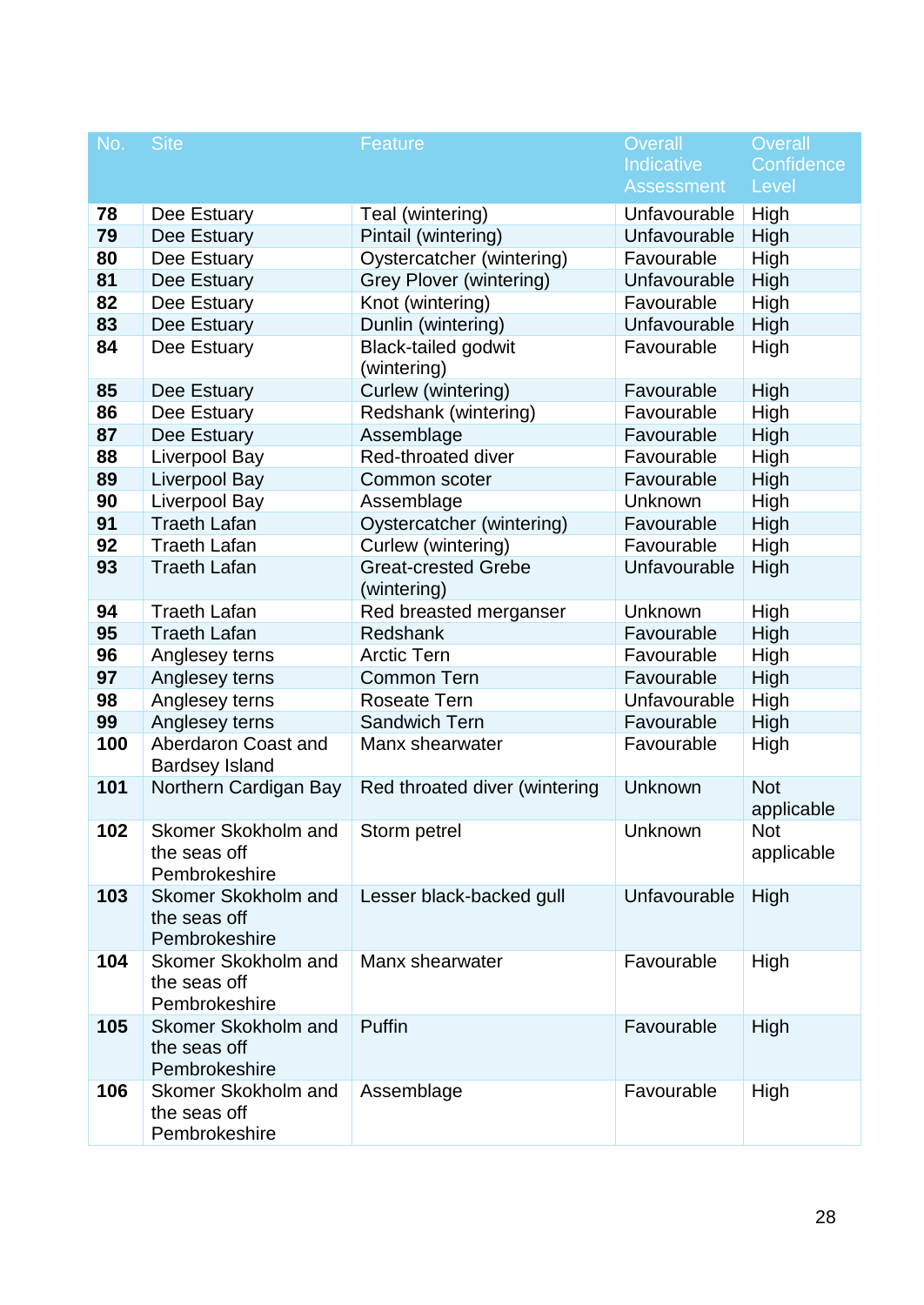| No. | Site | Feature | Overall Indicative Assessment | Overall Confidence Level |
|---|---|---|---|---|
| **78** | Dee Estuary | Teal (wintering) | Unfavourable | High |
| **79** | Dee Estuary | Pintail (wintering) | Unfavourable | High |
| **80** | Dee Estuary | Oystercatcher (wintering) | Favourable | High |
| **81** | Dee Estuary | Grey Plover (wintering) | Unfavourable | High |
| **82** | Dee Estuary | Knot (wintering) | Favourable | High |
| **83** | Dee Estuary | Dunlin (wintering) | Unfavourable | High |
| **84** | Dee Estuary | Black-tailed godwit (wintering) | Favourable | High |
| **85** | Dee Estuary | Curlew (wintering) | Favourable | High |
| **86** | Dee Estuary | Redshank (wintering) | Favourable | High |
| **87** | Dee Estuary | Assemblage | Favourable | High |
| **88** | Liverpool Bay | Red-throated diver | Favourable | High |
| **89** | Liverpool Bay | Common scoter | Favourable | High |
| **90** | Liverpool Bay | Assemblage | Unknown | High |
| **91** | Traeth Lafan | Oystercatcher (wintering) | Favourable | High |
| **92** | Traeth Lafan | Curlew (wintering) | Favourable | High |
| **93** | Traeth Lafan | Great-crested Grebe (wintering) | Unfavourable | High |
| **94** | Traeth Lafan | Red breasted merganser | Unknown | High |
| **95** | Traeth Lafan | Redshank | Favourable | High |
| **96** | Anglesey terns | Arctic Tern | Favourable | High |
| **97** | Anglesey terns | Common Tern | Favourable | High |
| **98** | Anglesey terns | Roseate Tern | Unfavourable | High |
| **99** | Anglesey terns | Sandwich Tern | Favourable | High |
| **100** | Aberdaron Coast and Bardsey Island | Manx shearwater | Favourable | High |
| **101** | Northern Cardigan Bay | Red throated diver (wintering | Unknown | Not applicable |
| **102** | Skomer Skokholm and the seas off Pembrokeshire | Storm petrel | Unknown | Not applicable |
| **103** | Skomer Skokholm and the seas off Pembrokeshire | Lesser black-backed gull | Unfavourable | High |
| **104** | Skomer Skokholm and the seas off Pembrokeshire | Manx shearwater | Favourable | High |
| **105** | Skomer Skokholm and the seas off Pembrokeshire | Puffin | Favourable | High |
| **106** | Skomer Skokholm and the seas off Pembrokeshire | Assemblage | Favourable | High |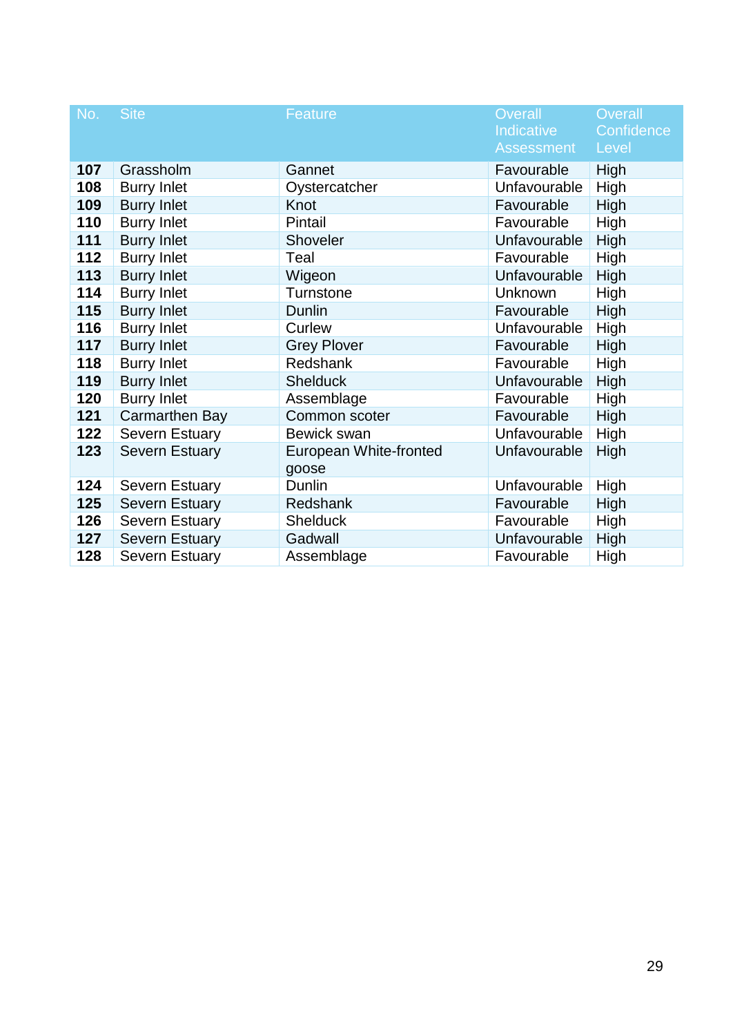| No. | Site | Feature | Overall Indicative Assessment | Overall Confidence Level |
| --- | --- | --- | --- | --- |
| **107** | Grassholm | Gannet | Favourable | High |
| **108** | Burry Inlet | Oystercatcher | Unfavourable | High |
| **109** | Burry Inlet | Knot | Favourable | High |
| **110** | Burry Inlet | Pintail | Favourable | High |
| **111** | Burry Inlet | Shoveler | Unfavourable | High |
| **112** | Burry Inlet | Teal | Favourable | High |
| **113** | Burry Inlet | Wigeon | Unfavourable | High |
| **114** | Burry Inlet | Turnstone | Unknown | High |
| **115** | Burry Inlet | Dunlin | Favourable | High |
| **116** | Burry Inlet | Curlew | Unfavourable | High |
| **117** | Burry Inlet | Grey Plover | Favourable | High |
| **118** | Burry Inlet | Redshank | Favourable | High |
| **119** | Burry Inlet | Shelduck | Unfavourable | High |
| **120** | Burry Inlet | Assemblage | Favourable | High |
| **121** | Carmarthen Bay | Common scoter | Favourable | High |
| **122** | Severn Estuary | Bewick swan | Unfavourable | High |
| **123** | Severn Estuary | European White-fronted goose | Unfavourable | High |
| **124** | Severn Estuary | Dunlin | Unfavourable | High |
| **125** | Severn Estuary | Redshank | Favourable | High |
| **126** | Severn Estuary | Shelduck | Favourable | High |
| **127** | Severn Estuary | Gadwall | Unfavourable | High |
| **128** | Severn Estuary | Assemblage | Favourable | High |